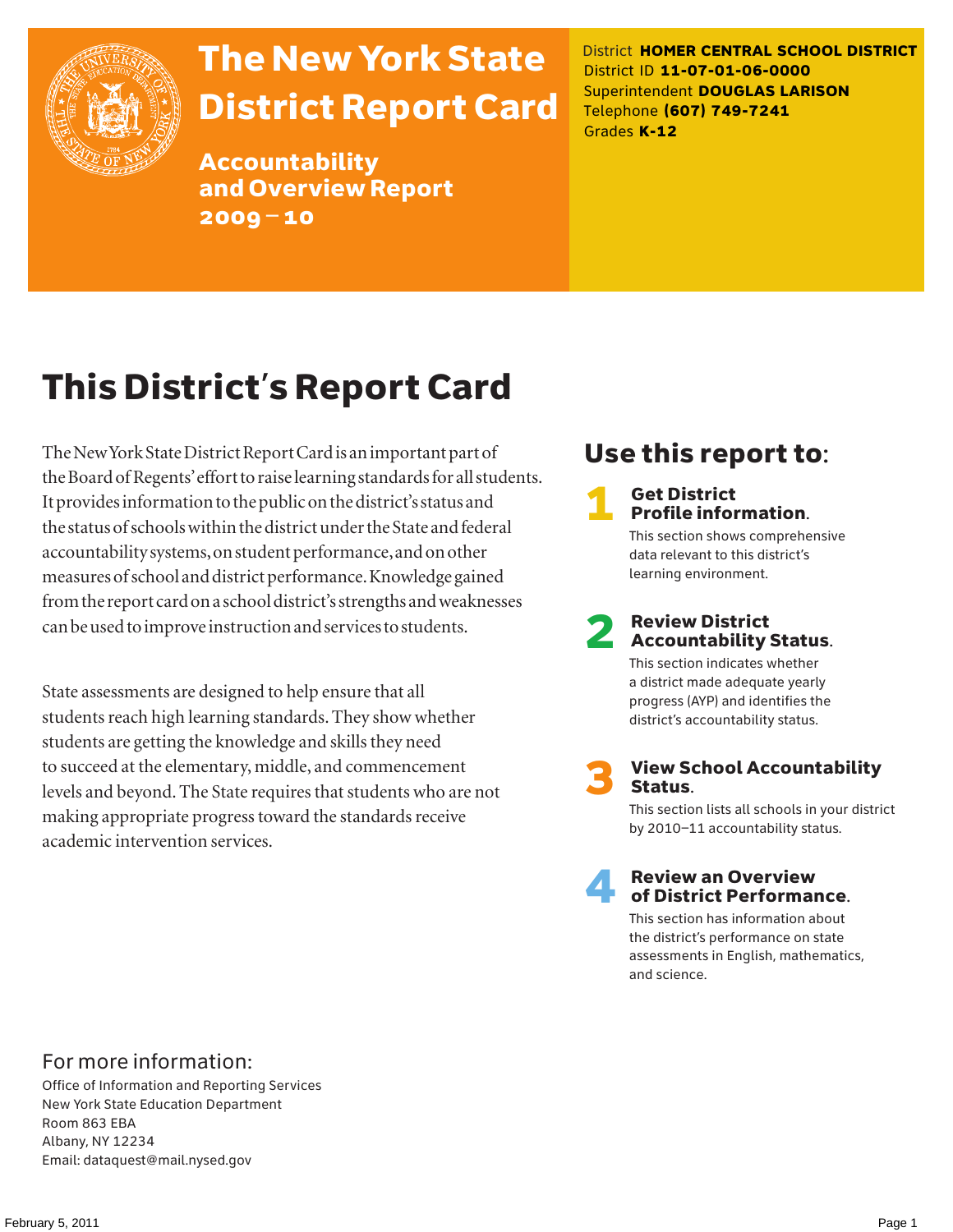# The New York State District Report Card

## Accountability and Overview Report 2009 – 10

District **HOMER CENTRAL SCHOOL DISTRICT**
District ID **11-07-01-06-0000**
Superintendent **DOUGLAS LARISON**
Telephone **(607) 749-7241**
Grades **K-12**

# This District's Report Card

The New York State District Report Card is an important part of the Board of Regents' effort to raise learning standards for all students. It provides information to the public on the district's status and the status of schools within the district under the State and federal accountability systems, on student performance, and on other measures of school and district performance. Knowledge gained from the report card on a school district's strengths and weaknesses can be used to improve instruction and services to students.

State assessments are designed to help ensure that all students reach high learning standards. They show whether students are getting the knowledge and skills they need to succeed at the elementary, middle, and commencement levels and beyond. The State requires that students who are not making appropriate progress toward the standards receive academic intervention services.

## Use this report to:

1. **Get District Profile information.**
   This section shows comprehensive data relevant to this district's learning environment.

2. **Review District Accountability Status.**
   This section indicates whether a district made adequate yearly progress (AYP) and identifies the district's accountability status.

3. **View School Accountability Status.**
   This section lists all schools in your district by 2010–11 accountability status.

4. **Review an Overview of District Performance.**
   This section has information about the district's performance on state assessments in English, mathematics, and science.

## For more information:

Office of Information and Reporting Services
New York State Education Department
Room 863 EBA
Albany, NY 12234
Email: dataquest@mail.nysed.gov

February 5, 2011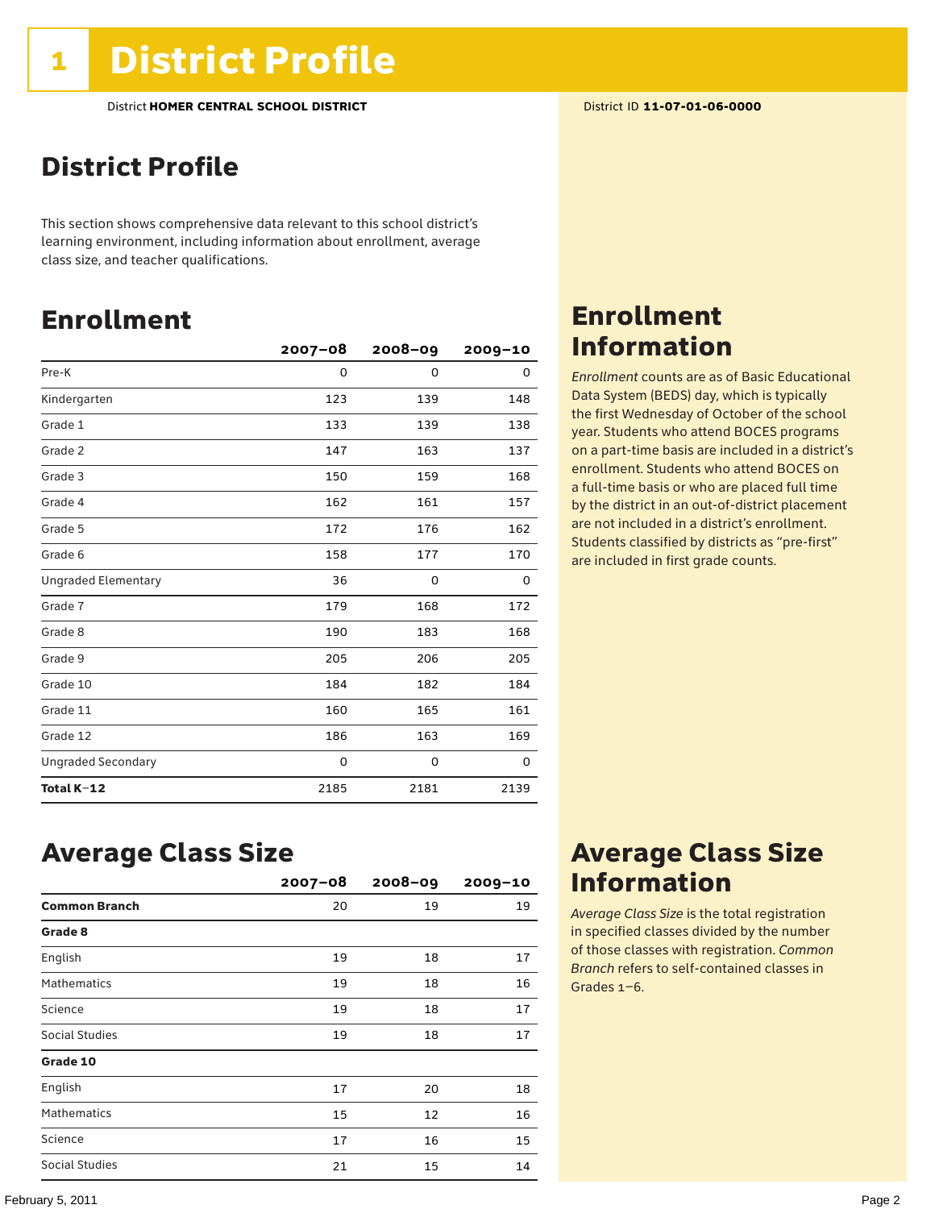# 1 District Profile

District **HOMER CENTRAL SCHOOL DISTRICT**

District ID **11-07-01-06-0000**

## District Profile

This section shows comprehensive data relevant to this school district's learning environment, including information about enrollment, average class size, and teacher qualifications.

## Enrollment

| | 2007–08 | 2008–09 | 2009–10 |
|---|---|---|---|
| Pre-K | 0 | 0 | 0 |
| Kindergarten | 123 | 139 | 148 |
| Grade 1 | 133 | 139 | 138 |
| Grade 2 | 147 | 163 | 137 |
| Grade 3 | 150 | 159 | 168 |
| Grade 4 | 162 | 161 | 157 |
| Grade 5 | 172 | 176 | 162 |
| Grade 6 | 158 | 177 | 170 |
| Ungraded Elementary | 36 | 0 | 0 |
| Grade 7 | 179 | 168 | 172 |
| Grade 8 | 190 | 183 | 168 |
| Grade 9 | 205 | 206 | 205 |
| Grade 10 | 184 | 182 | 184 |
| Grade 11 | 160 | 165 | 161 |
| Grade 12 | 186 | 163 | 169 |
| Ungraded Secondary | 0 | 0 | 0 |
| **Total K–12** | 2185 | 2181 | 2139 |

## Enrollment Information

*Enrollment* counts are as of Basic Educational Data System (BEDS) day, which is typically the first Wednesday of October of the school year. Students who attend BOCES programs on a part-time basis are included in a district's enrollment. Students who attend BOCES on a full-time basis or who are placed full time by the district in an out-of-district placement are not included in a district's enrollment. Students classified by districts as "pre-first" are included in first grade counts.

## Average Class Size

| | 2007–08 | 2008–09 | 2009–10 |
|---|---|---|---|
| **Common Branch** | 20 | 19 | 19 |
| **Grade 8** | | | |
| English | 19 | 18 | 17 |
| Mathematics | 19 | 18 | 16 |
| Science | 19 | 18 | 17 |
| Social Studies | 19 | 18 | 17 |
| **Grade 10** | | | |
| English | 17 | 20 | 18 |
| Mathematics | 15 | 12 | 16 |
| Science | 17 | 16 | 15 |
| Social Studies | 21 | 15 | 14 |

## Average Class Size Information

*Average Class Size* is the total registration in specified classes divided by the number of those classes with registration. *Common Branch* refers to self-contained classes in Grades 1–6.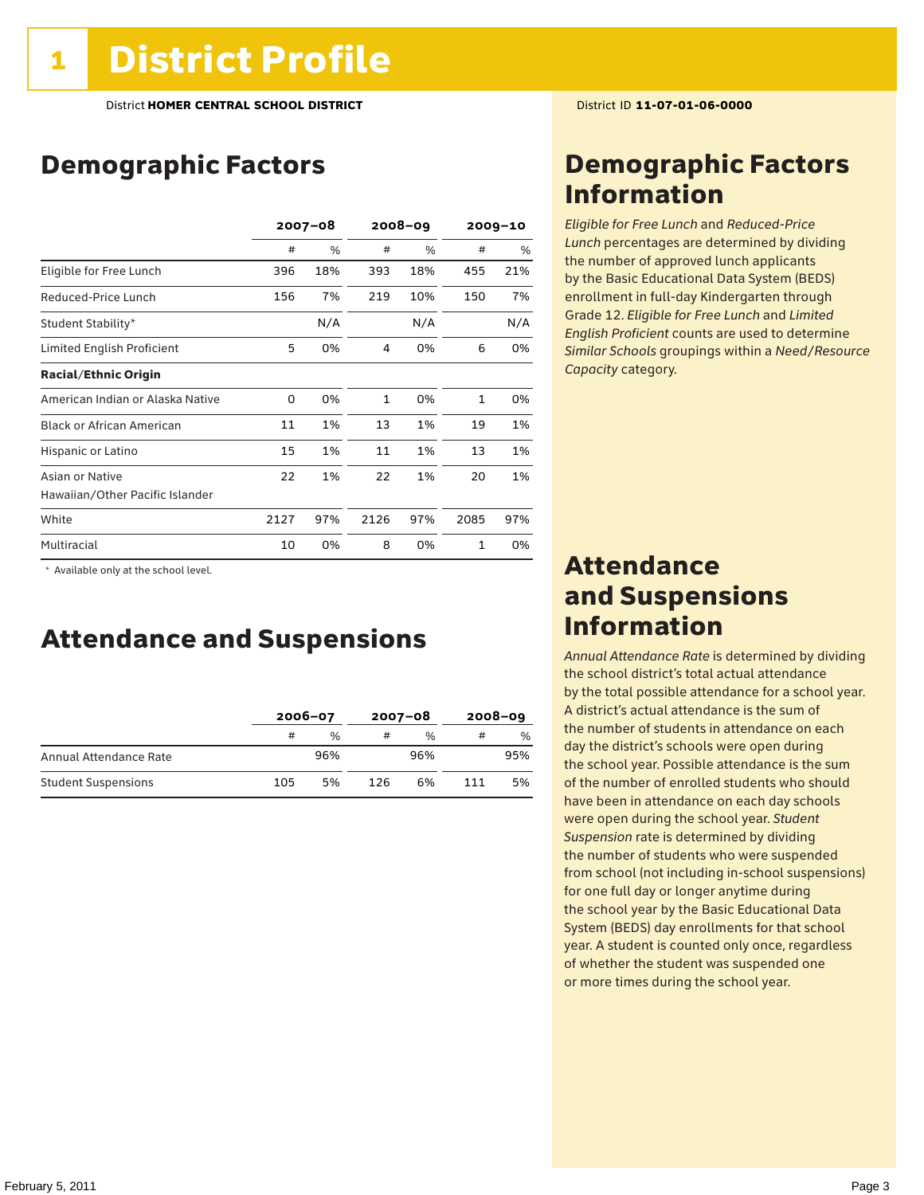# 1 District Profile

District **HOMER CENTRAL SCHOOL DISTRICT**

District ID **11-07-01-06-0000**

## Demographic Factors

| | 2007–08 | | 2008–09 | | 2009–10 | |
|---|---|---|---|---|---|---|
| | # | % | # | % | # | % |
| Eligible for Free Lunch | 396 | 18% | 393 | 18% | 455 | 21% |
| Reduced-Price Lunch | 156 | 7% | 219 | 10% | 150 | 7% |
| Student Stability* | | N/A | | N/A | | N/A |
| Limited English Proficient | 5 | 0% | 4 | 0% | 6 | 0% |
| **Racial/Ethnic Origin** | | | | | | |
| American Indian or Alaska Native | 0 | 0% | 1 | 0% | 1 | 0% |
| Black or African American | 11 | 1% | 13 | 1% | 19 | 1% |
| Hispanic or Latino | 15 | 1% | 11 | 1% | 13 | 1% |
| Asian or Native Hawaiian/Other Pacific Islander | 22 | 1% | 22 | 1% | 20 | 1% |
| White | 2127 | 97% | 2126 | 97% | 2085 | 97% |
| Multiracial | 10 | 0% | 8 | 0% | 1 | 0% |

* Available only at the school level.

## Attendance and Suspensions

| | 2006–07 | | 2007–08 | | 2008–09 | |
|---|---|---|---|---|---|---|
| | # | % | # | % | # | % |
| Annual Attendance Rate | | 96% | | 96% | | 95% |
| Student Suspensions | 105 | 5% | 126 | 6% | 111 | 5% |

## Demographic Factors Information

*Eligible for Free Lunch* and *Reduced-Price Lunch* percentages are determined by dividing the number of approved lunch applicants by the Basic Educational Data System (BEDS) enrollment in full-day Kindergarten through Grade 12. *Eligible for Free Lunch* and *Limited English Proficient* counts are used to determine *Similar Schools* groupings within a *Need/Resource Capacity* category.

## Attendance and Suspensions Information

*Annual Attendance Rate* is determined by dividing the school district's total actual attendance by the total possible attendance for a school year. A district's actual attendance is the sum of the number of students in attendance on each day the district's schools were open during the school year. Possible attendance is the sum of the number of enrolled students who should have been in attendance on each day schools were open during the school year. *Student Suspension* rate is determined by dividing the number of students who were suspended from school (not including in-school suspensions) for one full day or longer anytime during the school year by the Basic Educational Data System (BEDS) day enrollments for that school year. A student is counted only once, regardless of whether the student was suspended one or more times during the school year.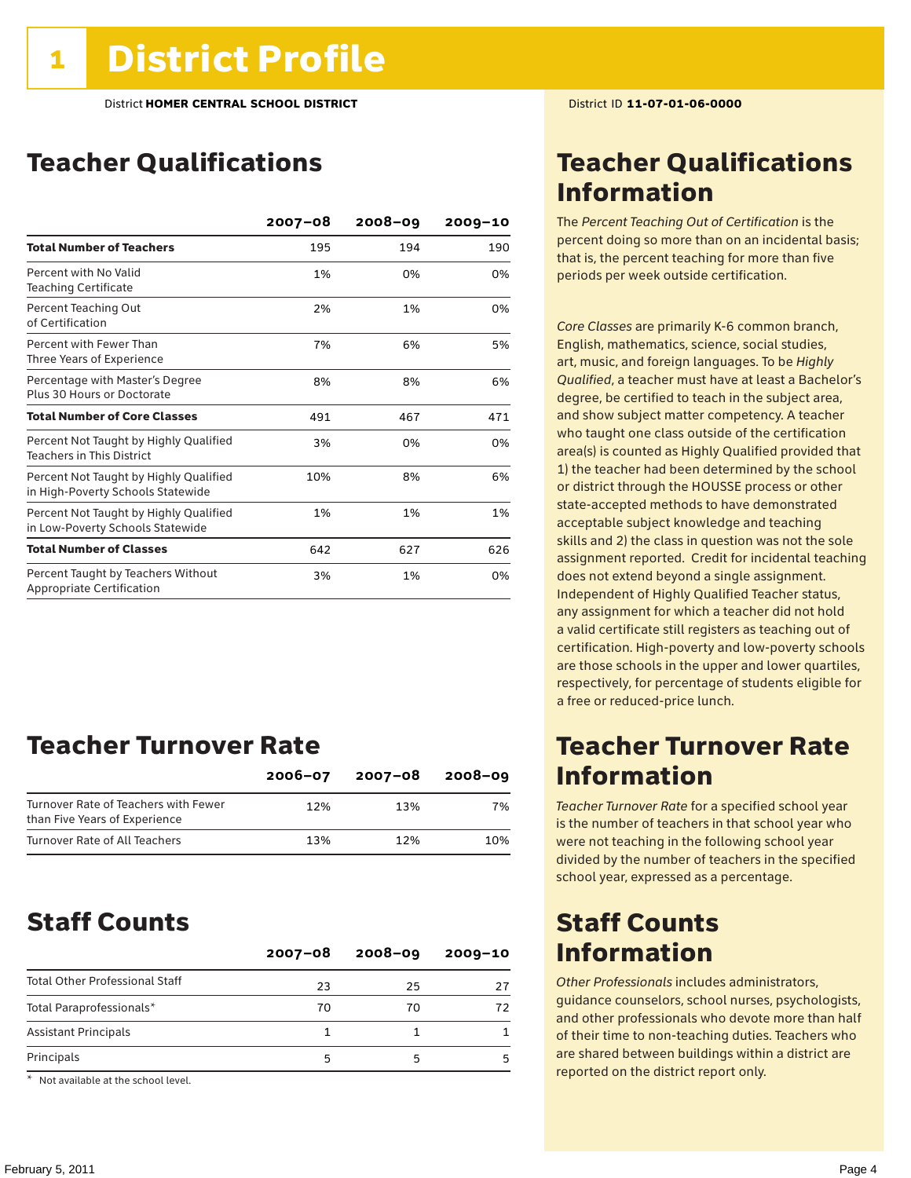# 1 District Profile

District **HOMER CENTRAL SCHOOL DISTRICT**

District ID **11-07-01-06-0000**

## Teacher Qualifications

| | 2007–08 | 2008–09 | 2009–10 |
|---|---|---|---|
| **Total Number of Teachers** | 195 | 194 | 190 |
| Percent with No Valid Teaching Certificate | 1% | 0% | 0% |
| Percent Teaching Out of Certification | 2% | 1% | 0% |
| Percent with Fewer Than Three Years of Experience | 7% | 6% | 5% |
| Percentage with Master's Degree Plus 30 Hours or Doctorate | 8% | 8% | 6% |
| **Total Number of Core Classes** | 491 | 467 | 471 |
| Percent Not Taught by Highly Qualified Teachers in This District | 3% | 0% | 0% |
| Percent Not Taught by Highly Qualified in High-Poverty Schools Statewide | 10% | 8% | 6% |
| Percent Not Taught by Highly Qualified in Low-Poverty Schools Statewide | 1% | 1% | 1% |
| **Total Number of Classes** | 642 | 627 | 626 |
| Percent Taught by Teachers Without Appropriate Certification | 3% | 1% | 0% |

## Teacher Turnover Rate

| | 2006–07 | 2007–08 | 2008–09 |
|---|---|---|---|
| Turnover Rate of Teachers with Fewer than Five Years of Experience | 12% | 13% | 7% |
| Turnover Rate of All Teachers | 13% | 12% | 10% |

## Staff Counts

| | 2007–08 | 2008–09 | 2009–10 |
|---|---|---|---|
| Total Other Professional Staff | 23 | 25 | 27 |
| Total Paraprofessionals* | 70 | 70 | 72 |
| Assistant Principals | 1 | 1 | 1 |
| Principals | 5 | 5 | 5 |

\* Not available at the school level.

## Teacher Qualifications Information

The *Percent Teaching Out of Certification* is the percent doing so more than on an incidental basis; that is, the percent teaching for more than five periods per week outside certification.

*Core Classes* are primarily K-6 common branch, English, mathematics, science, social studies, art, music, and foreign languages. To be *Highly Qualified*, a teacher must have at least a Bachelor's degree, be certified to teach in the subject area, and show subject matter competency. A teacher who taught one class outside of the certification area(s) is counted as Highly Qualified provided that 1) the teacher had been determined by the school or district through the HOUSSE process or other state-accepted methods to have demonstrated acceptable subject knowledge and teaching skills and 2) the class in question was not the sole assignment reported. Credit for incidental teaching does not extend beyond a single assignment. Independent of Highly Qualified Teacher status, any assignment for which a teacher did not hold a valid certificate still registers as teaching out of certification. High-poverty and low-poverty schools are those schools in the upper and lower quartiles, respectively, for percentage of students eligible for a free or reduced-price lunch.

## Teacher Turnover Rate Information

*Teacher Turnover Rate* for a specified school year is the number of teachers in that school year who were not teaching in the following school year divided by the number of teachers in the specified school year, expressed as a percentage.

## Staff Counts Information

*Other Professionals* includes administrators, guidance counselors, school nurses, psychologists, and other professionals who devote more than half of their time to non-teaching duties. Teachers who are shared between buildings within a district are reported on the district report only.

February 5, 2011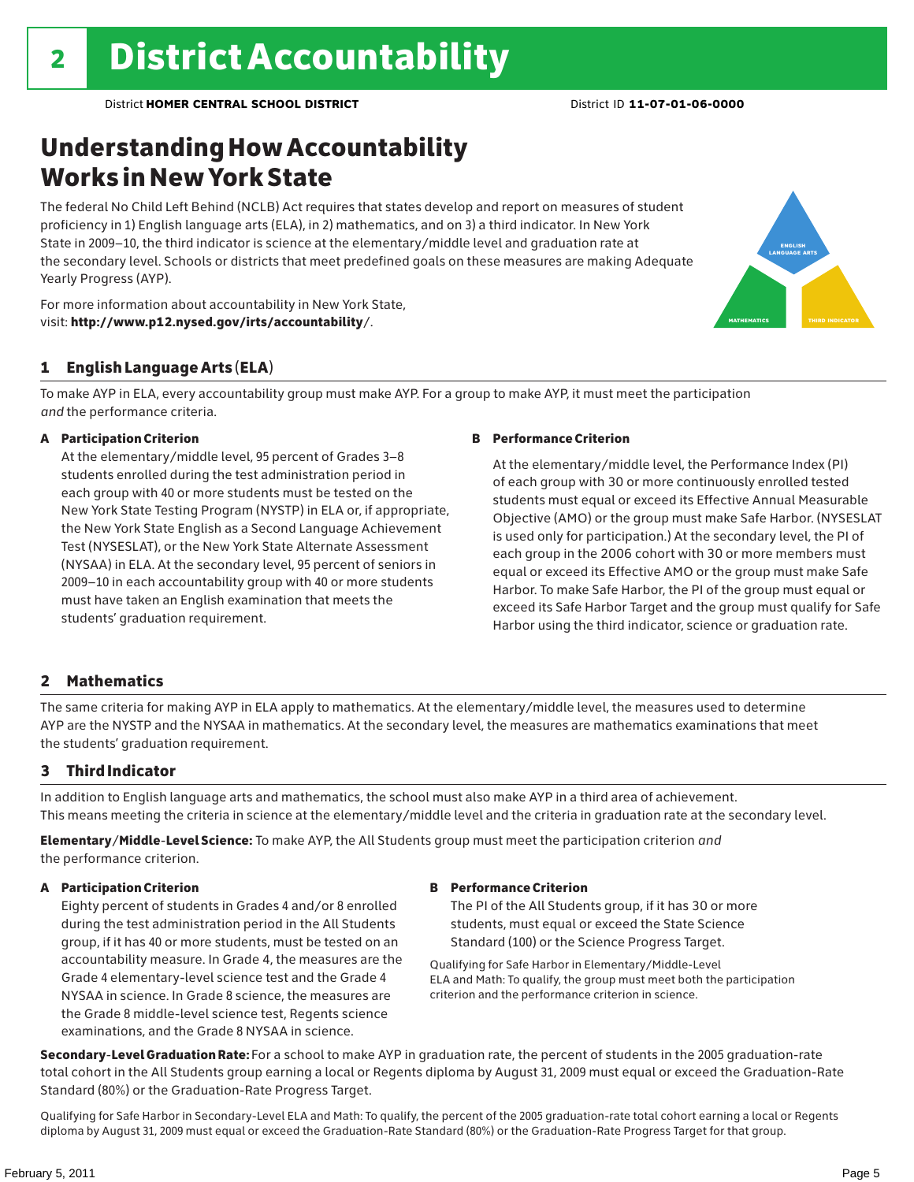# 2 District Accountability

District **HOMER CENTRAL SCHOOL DISTRICT** District ID **11-07-01-06-0000**

## Understanding How Accountability Works in New York State

The federal No Child Left Behind (NCLB) Act requires that states develop and report on measures of student proficiency in 1) English language arts (ELA), in 2) mathematics, and on 3) a third indicator. In New York State in 2009–10, the third indicator is science at the elementary/middle level and graduation rate at the secondary level. Schools or districts that meet predefined goals on these measures are making Adequate Yearly Progress (AYP).

For more information about accountability in New York State, visit: **http://www.p12.nysed.gov/irts/accountability**/.

ENGLISH LANGUAGE ARTS

MATHEMATICS

THIRD INDICATOR

### 1 English Language Arts (ELA)

To make AYP in ELA, every accountability group must make AYP. For a group to make AYP, it must meet the participation *and* the performance criteria.

**A Participation Criterion**

At the elementary/middle level, 95 percent of Grades 3–8 students enrolled during the test administration period in each group with 40 or more students must be tested on the New York State Testing Program (NYSTP) in ELA or, if appropriate, the New York State English as a Second Language Achievement Test (NYSESLAT), or the New York State Alternate Assessment (NYSAA) in ELA. At the secondary level, 95 percent of seniors in 2009–10 in each accountability group with 40 or more students must have taken an English examination that meets the students' graduation requirement.

**B Performance Criterion**

At the elementary/middle level, the Performance Index (PI) of each group with 30 or more continuously enrolled tested students must equal or exceed its Effective Annual Measurable Objective (AMO) or the group must make Safe Harbor. (NYSESLAT is used only for participation.) At the secondary level, the PI of each group in the 2006 cohort with 30 or more members must equal or exceed its Effective AMO or the group must make Safe Harbor. To make Safe Harbor, the PI of the group must equal or exceed its Safe Harbor Target and the group must qualify for Safe Harbor using the third indicator, science or graduation rate.

### 2 Mathematics

The same criteria for making AYP in ELA apply to mathematics. At the elementary/middle level, the measures used to determine AYP are the NYSTP and the NYSAA in mathematics. At the secondary level, the measures are mathematics examinations that meet the students' graduation requirement.

### 3 Third Indicator

In addition to English language arts and mathematics, the school must also make AYP in a third area of achievement. This means meeting the criteria in science at the elementary/middle level and the criteria in graduation rate at the secondary level.

**Elementary/Middle-Level Science:** To make AYP, the All Students group must meet the participation criterion *and* the performance criterion.

**A Participation Criterion**

Eighty percent of students in Grades 4 and/or 8 enrolled during the test administration period in the All Students group, if it has 40 or more students, must be tested on an accountability measure. In Grade 4, the measures are the Grade 4 elementary-level science test and the Grade 4 NYSAA in science. In Grade 8 science, the measures are the Grade 8 middle-level science test, Regents science examinations, and the Grade 8 NYSAA in science.

**B Performance Criterion**

The PI of the All Students group, if it has 30 or more students, must equal or exceed the State Science Standard (100) or the Science Progress Target.

Qualifying for Safe Harbor in Elementary/Middle-Level ELA and Math: To qualify, the group must meet both the participation criterion and the performance criterion in science.

**Secondary-Level Graduation Rate:** For a school to make AYP in graduation rate, the percent of students in the 2005 graduation-rate total cohort in the All Students group earning a local or Regents diploma by August 31, 2009 must equal or exceed the Graduation-Rate Standard (80%) or the Graduation-Rate Progress Target.

Qualifying for Safe Harbor in Secondary-Level ELA and Math: To qualify, the percent of the 2005 graduation-rate total cohort earning a local or Regents diploma by August 31, 2009 must equal or exceed the Graduation-Rate Standard (80%) or the Graduation-Rate Progress Target for that group.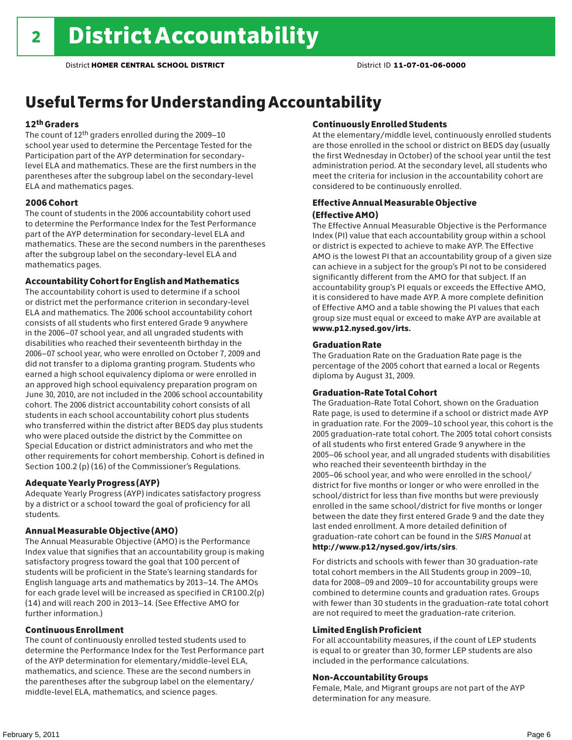# 2 District Accountability

District **HOMER CENTRAL SCHOOL DISTRICT** District ID **11-07-01-06-0000**

## Useful Terms for Understanding Accountability

### 12th Graders

The count of 12th graders enrolled during the 2009–10 school year used to determine the Percentage Tested for the Participation part of the AYP determination for secondary-level ELA and mathematics. These are the first numbers in the parentheses after the subgroup label on the secondary-level ELA and mathematics pages.

### 2006 Cohort

The count of students in the 2006 accountability cohort used to determine the Performance Index for the Test Performance part of the AYP determination for secondary-level ELA and mathematics. These are the second numbers in the parentheses after the subgroup label on the secondary-level ELA and mathematics pages.

### Accountability Cohort for English and Mathematics

The accountability cohort is used to determine if a school or district met the performance criterion in secondary-level ELA and mathematics. The 2006 school accountability cohort consists of all students who first entered Grade 9 anywhere in the 2006–07 school year, and all ungraded students with disabilities who reached their seventeenth birthday in the 2006–07 school year, who were enrolled on October 7, 2009 and did not transfer to a diploma granting program. Students who earned a high school equivalency diploma or were enrolled in an approved high school equivalency preparation program on June 30, 2010, are not included in the 2006 school accountability cohort. The 2006 district accountability cohort consists of all students in each school accountability cohort plus students who transferred within the district after BEDS day plus students who were placed outside the district by the Committee on Special Education or district administrators and who met the other requirements for cohort membership. Cohort is defined in Section 100.2 (p) (16) of the Commissioner's Regulations.

### Adequate Yearly Progress (AYP)

Adequate Yearly Progress (AYP) indicates satisfactory progress by a district or a school toward the goal of proficiency for all students.

### Annual Measurable Objective (AMO)

The Annual Measurable Objective (AMO) is the Performance Index value that signifies that an accountability group is making satisfactory progress toward the goal that 100 percent of students will be proficient in the State's learning standards for English language arts and mathematics by 2013–14. The AMOs for each grade level will be increased as specified in CR100.2(p)(14) and will reach 200 in 2013–14. (See Effective AMO for further information.)

### Continuous Enrollment

The count of continuously enrolled tested students used to determine the Performance Index for the Test Performance part of the AYP determination for elementary/middle-level ELA, mathematics, and science. These are the second numbers in the parentheses after the subgroup label on the elementary/middle-level ELA, mathematics, and science pages.

### Continuously Enrolled Students

At the elementary/middle level, continuously enrolled students are those enrolled in the school or district on BEDS day (usually the first Wednesday in October) of the school year until the test administration period. At the secondary level, all students who meet the criteria for inclusion in the accountability cohort are considered to be continuously enrolled.

### Effective Annual Measurable Objective (Effective AMO)

The Effective Annual Measurable Objective is the Performance Index (PI) value that each accountability group within a school or district is expected to achieve to make AYP. The Effective AMO is the lowest PI that an accountability group of a given size can achieve in a subject for the group's PI not to be considered significantly different from the AMO for that subject. If an accountability group's PI equals or exceeds the Effective AMO, it is considered to have made AYP. A more complete definition of Effective AMO and a table showing the PI values that each group size must equal or exceed to make AYP are available at **www.p12.nysed.gov/irts.**

### Graduation Rate

The Graduation Rate on the Graduation Rate page is the percentage of the 2005 cohort that earned a local or Regents diploma by August 31, 2009.

### Graduation-Rate Total Cohort

The Graduation-Rate Total Cohort, shown on the Graduation Rate page, is used to determine if a school or district made AYP in graduation rate. For the 2009–10 school year, this cohort is the 2005 graduation-rate total cohort. The 2005 total cohort consists of all students who first entered Grade 9 anywhere in the 2005–06 school year, and all ungraded students with disabilities who reached their seventeenth birthday in the 2005–06 school year, and who were enrolled in the school/district for five months or longer or who were enrolled in the school/district for less than five months but were previously enrolled in the same school/district for five months or longer between the date they first entered Grade 9 and the date they last ended enrollment. A more detailed definition of graduation-rate cohort can be found in the *SIRS Manual* at **http://www.p12/nysed.gov/irts/sirs**.

For districts and schools with fewer than 30 graduation-rate total cohort members in the All Students group in 2009–10, data for 2008–09 and 2009–10 for accountability groups were combined to determine counts and graduation rates. Groups with fewer than 30 students in the graduation-rate total cohort are not required to meet the graduation-rate criterion.

### Limited English Proficient

For all accountability measures, if the count of LEP students is equal to or greater than 30, former LEP students are also included in the performance calculations.

### Non-Accountability Groups

Female, Male, and Migrant groups are not part of the AYP determination for any measure.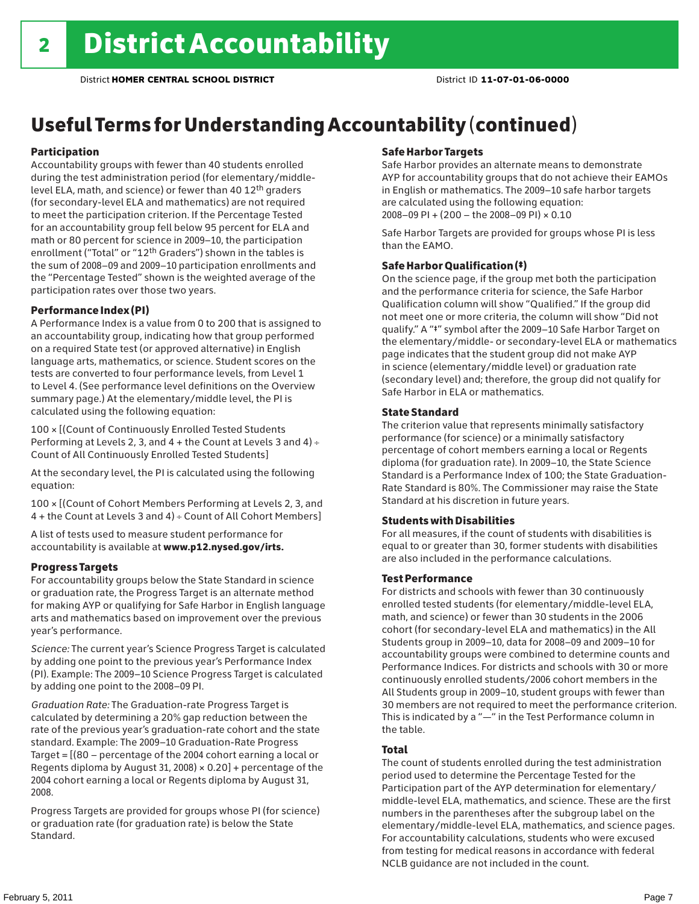# 2 District Accountability

District **HOMER CENTRAL SCHOOL DISTRICT** District ID **11-07-01-06-0000**

## Useful Terms for Understanding Accountability (continued)

### Participation

Accountability groups with fewer than 40 students enrolled during the test administration period (for elementary/middle-level ELA, math, and science) or fewer than 40 12th graders (for secondary-level ELA and mathematics) are not required to meet the participation criterion. If the Percentage Tested for an accountability group fell below 95 percent for ELA and math or 80 percent for science in 2009–10, the participation enrollment ("Total" or "12th Graders") shown in the tables is the sum of 2008–09 and 2009–10 participation enrollments and the "Percentage Tested" shown is the weighted average of the participation rates over those two years.

### Performance Index (PI)

A Performance Index is a value from 0 to 200 that is assigned to an accountability group, indicating how that group performed on a required State test (or approved alternative) in English language arts, mathematics, or science. Student scores on the tests are converted to four performance levels, from Level 1 to Level 4. (See performance level definitions on the Overview summary page.) At the elementary/middle level, the PI is calculated using the following equation:

100 × [(Count of Continuously Enrolled Tested Students Performing at Levels 2, 3, and 4 + the Count at Levels 3 and 4) ÷ Count of All Continuously Enrolled Tested Students]

At the secondary level, the PI is calculated using the following equation:

100 × [(Count of Cohort Members Performing at Levels 2, 3, and 4 + the Count at Levels 3 and 4) ÷ Count of All Cohort Members]

A list of tests used to measure student performance for accountability is available at **www.p12.nysed.gov/irts.**

### Progress Targets

For accountability groups below the State Standard in science or graduation rate, the Progress Target is an alternate method for making AYP or qualifying for Safe Harbor in English language arts and mathematics based on improvement over the previous year's performance.

*Science:* The current year's Science Progress Target is calculated by adding one point to the previous year's Performance Index (PI). Example: The 2009–10 Science Progress Target is calculated by adding one point to the 2008–09 PI.

*Graduation Rate:* The Graduation-rate Progress Target is calculated by determining a 20% gap reduction between the rate of the previous year's graduation-rate cohort and the state standard. Example: The 2009–10 Graduation-Rate Progress Target = [(80 – percentage of the 2004 cohort earning a local or Regents diploma by August 31, 2008) × 0.20] + percentage of the 2004 cohort earning a local or Regents diploma by August 31, 2008.

Progress Targets are provided for groups whose PI (for science) or graduation rate (for graduation rate) is below the State Standard.

### Safe Harbor Targets

Safe Harbor provides an alternate means to demonstrate AYP for accountability groups that do not achieve their EAMOs in English or mathematics. The 2009–10 safe harbor targets are calculated using the following equation:
2008–09 PI + (200 – the 2008–09 PI) × 0.10

Safe Harbor Targets are provided for groups whose PI is less than the EAMO.

### Safe Harbor Qualification (‡)

On the science page, if the group met both the participation and the performance criteria for science, the Safe Harbor Qualification column will show "Qualified." If the group did not meet one or more criteria, the column will show "Did not qualify." A "‡" symbol after the 2009–10 Safe Harbor Target on the elementary/middle- or secondary-level ELA or mathematics page indicates that the student group did not make AYP in science (elementary/middle level) or graduation rate (secondary level) and; therefore, the group did not qualify for Safe Harbor in ELA or mathematics.

### State Standard

The criterion value that represents minimally satisfactory performance (for science) or a minimally satisfactory percentage of cohort members earning a local or Regents diploma (for graduation rate). In 2009–10, the State Science Standard is a Performance Index of 100; the State Graduation-Rate Standard is 80%. The Commissioner may raise the State Standard at his discretion in future years.

### Students with Disabilities

For all measures, if the count of students with disabilities is equal to or greater than 30, former students with disabilities are also included in the performance calculations.

### Test Performance

For districts and schools with fewer than 30 continuously enrolled tested students (for elementary/middle-level ELA, math, and science) or fewer than 30 students in the 2006 cohort (for secondary-level ELA and mathematics) in the All Students group in 2009–10, data for 2008–09 and 2009–10 for accountability groups were combined to determine counts and Performance Indices. For districts and schools with 30 or more continuously enrolled students/2006 cohort members in the All Students group in 2009–10, student groups with fewer than 30 members are not required to meet the performance criterion. This is indicated by a "—" in the Test Performance column in the table.

### Total

The count of students enrolled during the test administration period used to determine the Percentage Tested for the Participation part of the AYP determination for elementary/middle-level ELA, mathematics, and science. These are the first numbers in the parentheses after the subgroup label on the elementary/middle-level ELA, mathematics, and science pages. For accountability calculations, students who were excused from testing for medical reasons in accordance with federal NCLB guidance are not included in the count.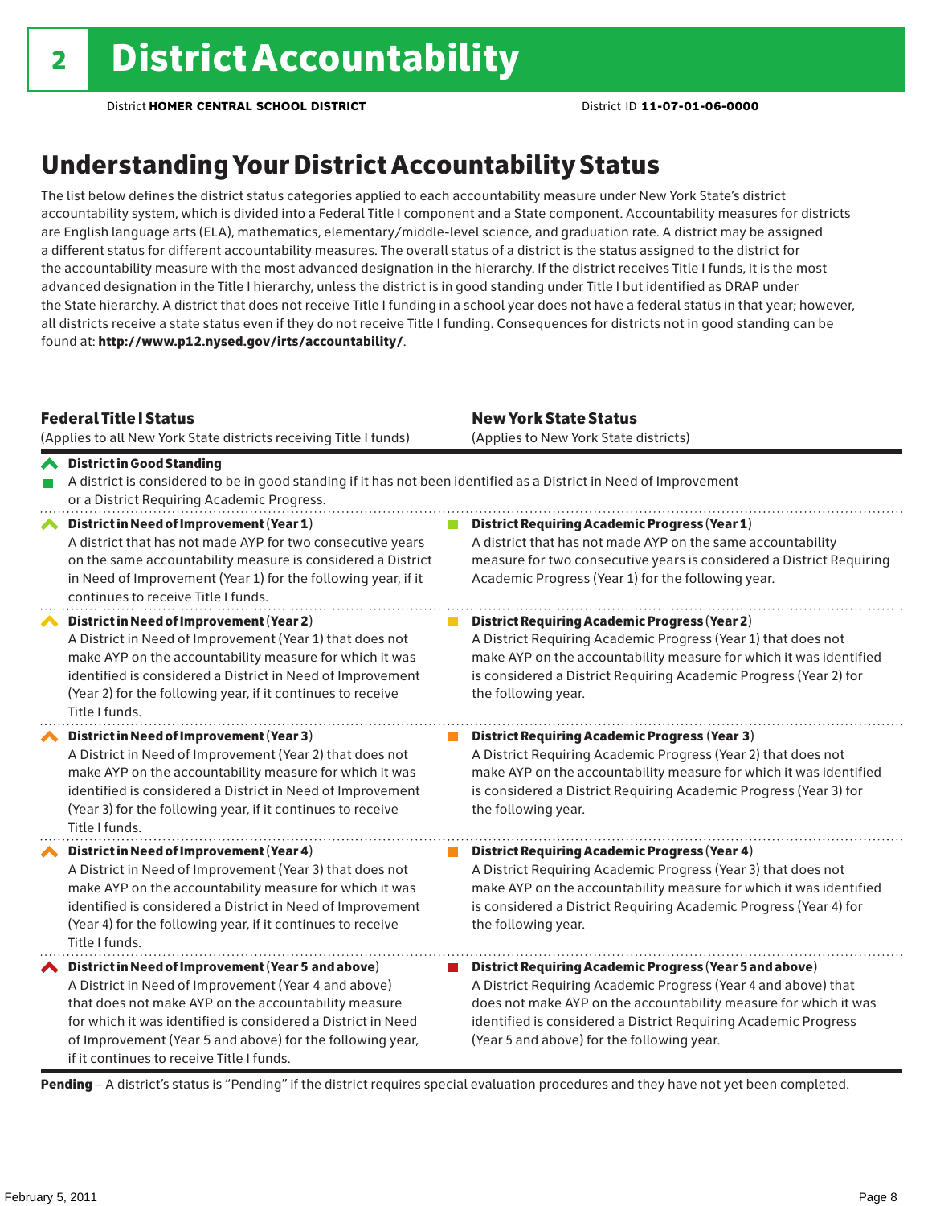# 2 District Accountability

District **HOMER CENTRAL SCHOOL DISTRICT** District ID **11-07-01-06-0000**

## Understanding Your District Accountability Status

The list below defines the district status categories applied to each accountability measure under New York State's district accountability system, which is divided into a Federal Title I component and a State component. Accountability measures for districts are English language arts (ELA), mathematics, elementary/middle-level science, and graduation rate. A district may be assigned a different status for different accountability measures. The overall status of a district is the status assigned to the district for the accountability measure with the most advanced designation in the hierarchy. If the district receives Title I funds, it is the most advanced designation in the Title I hierarchy, unless the district is in good standing under Title I but identified as DRAP under the State hierarchy. A district that does not receive Title I funding in a school year does not have a federal status in that year; however, all districts receive a state status even if they do not receive Title I funding. Consequences for districts not in good standing can be found at: **http://www.p12.nysed.gov/irts/accountability/**.

| **Federal Title I Status** (Applies to all New York State districts receiving Title I funds) | **New York State Status** (Applies to New York State districts) |
|---|---|
| **District in Good Standing** A district is considered to be in good standing if it has not been identified as a District in Need of Improvement or a District Requiring Academic Progress. | |
| **District in Need of Improvement (Year 1)** A district that has not made AYP for two consecutive years on the same accountability measure is considered a District in Need of Improvement (Year 1) for the following year, if it continues to receive Title I funds. | **District Requiring Academic Progress (Year 1)** A district that has not made AYP on the same accountability measure for two consecutive years is considered a District Requiring Academic Progress (Year 1) for the following year. |
| **District in Need of Improvement (Year 2)** A District in Need of Improvement (Year 1) that does not make AYP on the accountability measure for which it was identified is considered a District in Need of Improvement (Year 2) for the following year, if it continues to receive Title I funds. | **District Requiring Academic Progress (Year 2)** A District Requiring Academic Progress (Year 1) that does not make AYP on the accountability measure for which it was identified is considered a District Requiring Academic Progress (Year 2) for the following year. |
| **District in Need of Improvement (Year 3)** A District in Need of Improvement (Year 2) that does not make AYP on the accountability measure for which it was identified is considered a District in Need of Improvement (Year 3) for the following year, if it continues to receive Title I funds. | **District Requiring Academic Progress (Year 3)** A District Requiring Academic Progress (Year 2) that does not make AYP on the accountability measure for which it was identified is considered a District Requiring Academic Progress (Year 3) for the following year. |
| **District in Need of Improvement (Year 4)** A District in Need of Improvement (Year 3) that does not make AYP on the accountability measure for which it was identified is considered a District in Need of Improvement (Year 4) for the following year, if it continues to receive Title I funds. | **District Requiring Academic Progress (Year 4)** A District Requiring Academic Progress (Year 3) that does not make AYP on the accountability measure for which it was identified is considered a District Requiring Academic Progress (Year 4) for the following year. |
| **District in Need of Improvement (Year 5 and above)** A District in Need of Improvement (Year 4 and above) that does not make AYP on the accountability measure for which it was identified is considered a District in Need of Improvement (Year 5 and above) for the following year, if it continues to receive Title I funds. | **District Requiring Academic Progress (Year 5 and above)** A District Requiring Academic Progress (Year 4 and above) that does not make AYP on the accountability measure for which it was identified is considered a District Requiring Academic Progress (Year 5 and above) for the following year. |

**Pending** – A district's status is "Pending" if the district requires special evaluation procedures and they have not yet been completed.

February 5, 2011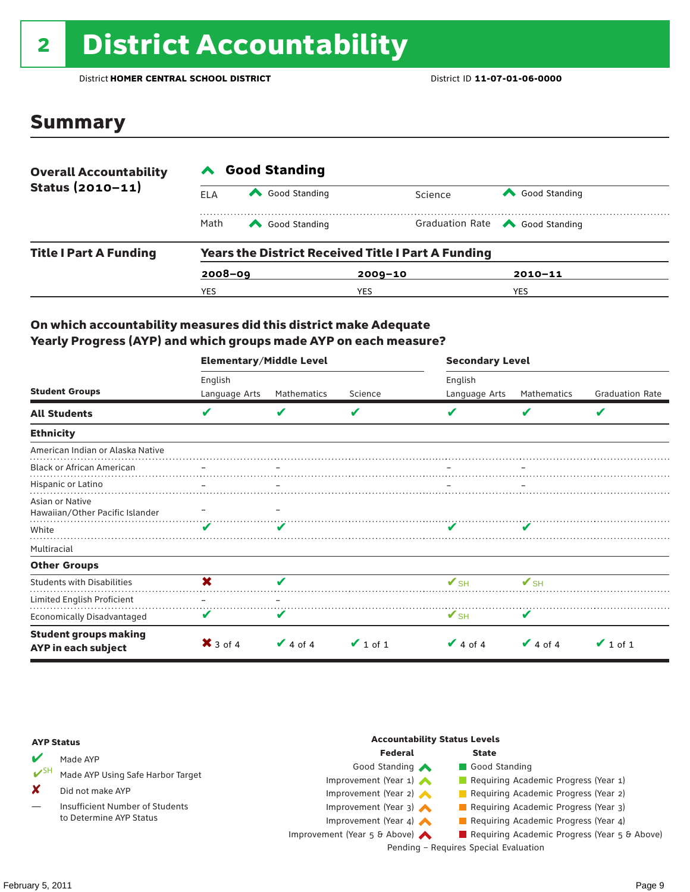# 2 District Accountability

District **HOMER CENTRAL SCHOOL DISTRICT** District ID **11-07-01-06-0000**

## Summary

| | | | | |
|---|---|---|---|---|
| **Overall Accountability Status (2010–11)** | **Good Standing** | | | |
| | ELA | Good Standing | Science | Good Standing |
| | Math | Good Standing | Graduation Rate | Good Standing |

**Title I Part A Funding**

**Years the District Received Title I Part A Funding**

| 2008–09 | 2009–10 | 2010–11 |
|---|---|---|
| YES | YES | YES |

### On which accountability measures did this district make Adequate Yearly Progress (AYP) and which groups made AYP on each measure?

| Student Groups | Elementary/Middle Level English Language Arts | Elementary/Middle Level Mathematics | Elementary/Middle Level Science | Secondary Level English Language Arts | Secondary Level Mathematics | Secondary Level Graduation Rate |
|---|---|---|---|---|---|---|
| **All Students** | ✔ | ✔ | ✔ | ✔ | ✔ | ✔ |
| **Ethnicity** | | | | | | |
| American Indian or Alaska Native | | | | | | |
| Black or African American | – | – | | – | – | |
| Hispanic or Latino | – | – | | – | – | |
| Asian or Native Hawaiian/Other Pacific Islander | – | – | | | | |
| White | ✔ | ✔ | | ✔ | ✔ | |
| Multiracial | | | | | | |
| **Other Groups** | | | | | | |
| Students with Disabilities | ✘ | ✔ | | ✔SH | ✔SH | |
| Limited English Proficient | – | – | | | | |
| Economically Disadvantaged | ✔ | ✔ | | ✔SH | ✔ | |
| **Student groups making AYP in each subject** | ✘ 3 of 4 | ✔ 4 of 4 | ✔ 1 of 1 | ✔ 4 of 4 | ✔ 4 of 4 | ✔ 1 of 1 |

**AYP Status**

- ✔ Made AYP
- ✔SH Made AYP Using Safe Harbor Target
- ✘ Did not make AYP
- — Insufficient Number of Students to Determine AYP Status

**Accountability Status Levels**

| Federal | State |
|---|---|
| Good Standing | Good Standing |
| Improvement (Year 1) | Requiring Academic Progress (Year 1) |
| Improvement (Year 2) | Requiring Academic Progress (Year 2) |
| Improvement (Year 3) | Requiring Academic Progress (Year 3) |
| Improvement (Year 4) | Requiring Academic Progress (Year 4) |
| Improvement (Year 5 & Above) | Requiring Academic Progress (Year 5 & Above) |

Pending – Requires Special Evaluation

February 5, 2011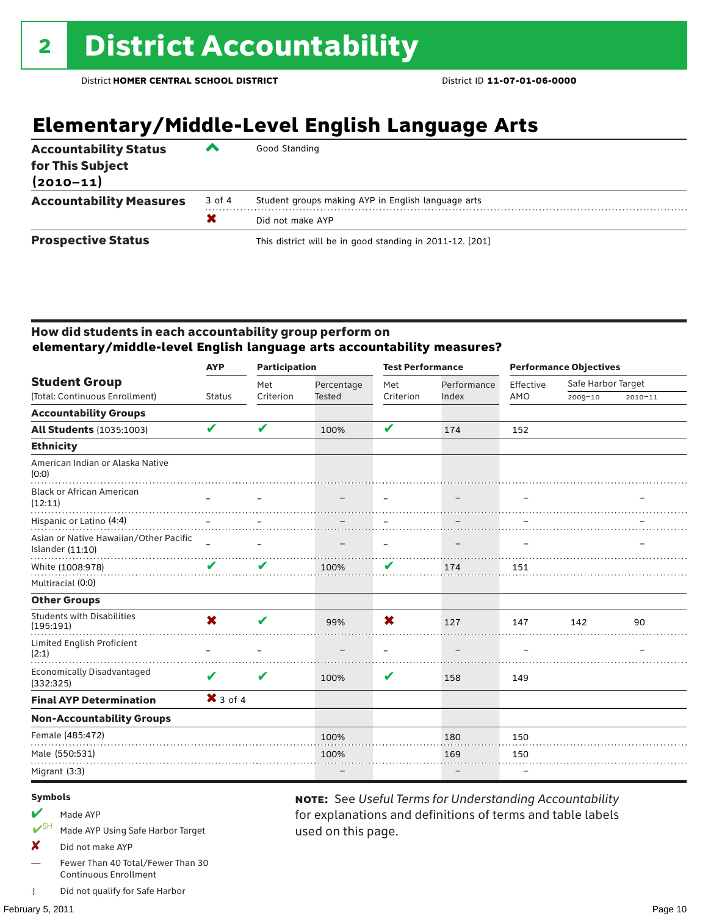# 2 District Accountability

District **HOMER CENTRAL SCHOOL DISTRICT** District ID **11-07-01-06-0000**

## Elementary/Middle-Level English Language Arts

| | | |
|---|---|---|
| **Accountability Status for This Subject (2010–11)** | ^ | Good Standing |
| **Accountability Measures** | 3 of 4 | Student groups making AYP in English language arts |
| | ✘ | Did not make AYP |
| **Prospective Status** | | This district will be in good standing in 2011-12. [201] |

### How did students in each accountability group perform on elementary/middle-level English language arts accountability measures?

| Student Group (Total: Continuous Enrollment) | AYP Status | Participation Met Criterion | Participation Percentage Tested | Test Performance Met Criterion | Test Performance Performance Index | Effective AMO | Safe Harbor Target 2009–10 | Safe Harbor Target 2010–11 |
|---|---|---|---|---|---|---|---|---|
| **Accountability Groups** | | | | | | | | |
| **All Students** (1035:1003) | ✔ | ✔ | 100% | ✔ | 174 | 152 | | |
| **Ethnicity** | | | | | | | | |
| American Indian or Alaska Native (0:0) | | | | | | | | |
| Black or African American (12:11) | – | – | – | – | – | – | | – |
| Hispanic or Latino (4:4) | – | – | – | – | – | – | | – |
| Asian or Native Hawaiian/Other Pacific Islander (11:10) | – | – | – | – | – | – | | – |
| White (1008:978) | ✔ | ✔ | 100% | ✔ | 174 | 151 | | |
| Multiracial (0:0) | | | | | | | | |
| **Other Groups** | | | | | | | | |
| Students with Disabilities (195:191) | ✘ | ✔ | 99% | ✘ | 127 | 147 | 142 | 90 |
| Limited English Proficient (2:1) | – | – | – | – | – | – | | – |
| Economically Disadvantaged (332:325) | ✔ | ✔ | 100% | ✔ | 158 | 149 | | |
| **Final AYP Determination** | ✘ 3 of 4 | | | | | | | |
| **Non-Accountability Groups** | | | | | | | | |
| Female (485:472) | | | 100% | | 180 | 150 | | |
| Male (550:531) | | | 100% | | 169 | 150 | | |
| Migrant (3:3) | | | – | | – | – | | |

**Symbols**

- ✔ Made AYP
- ✔SH Made AYP Using Safe Harbor Target
- ✘ Did not make AYP
- — Fewer Than 40 Total/Fewer Than 30 Continuous Enrollment
- ‡ Did not qualify for Safe Harbor

**NOTE:** See *Useful Terms for Understanding Accountability* for explanations and definitions of terms and table labels used on this page.

February 5, 2011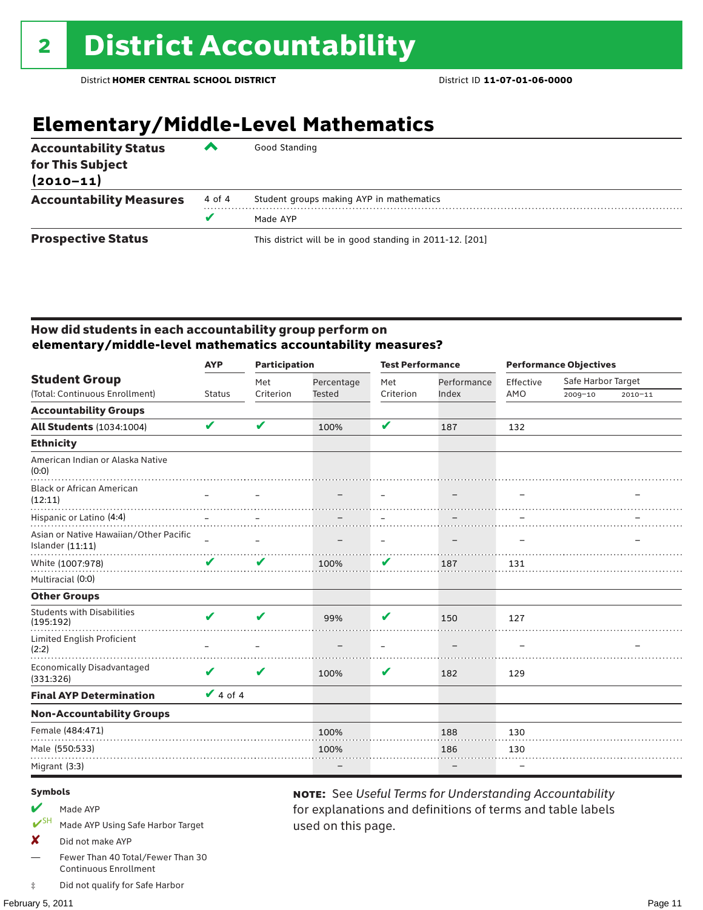# 2 District Accountability

District **HOMER CENTRAL SCHOOL DISTRICT** District ID **11-07-01-06-0000**

## Elementary/Middle-Level Mathematics

| | | |
|---|---|---|
| **Accountability Status for This Subject (2010–11)** | ^ | Good Standing |
| **Accountability Measures** | 4 of 4 | Student groups making AYP in mathematics |
| | ✔ | Made AYP |
| **Prospective Status** | | This district will be in good standing in 2011-12. [201] |

### How did students in each accountability group perform on elementary/middle-level mathematics accountability measures?

| Student Group (Total: Continuous Enrollment) | AYP Status | Participation Met Criterion | Participation Percentage Tested | Test Performance Met Criterion | Test Performance Performance Index | Performance Objectives Effective AMO | Safe Harbor Target 2009–10 | Safe Harbor Target 2010–11 |
|---|---|---|---|---|---|---|---|---|
| **Accountability Groups** | | | | | | | | |
| **All Students** (1034:1004) | ✔ | ✔ | 100% | ✔ | 187 | 132 | | |
| **Ethnicity** | | | | | | | | |
| American Indian or Alaska Native (0:0) | | | | | | | | |
| Black or African American (12:11) | – | – | – | – | – | – | | – |
| Hispanic or Latino (4:4) | – | – | – | – | – | – | | – |
| Asian or Native Hawaiian/Other Pacific Islander (11:11) | – | – | – | – | – | – | | – |
| White (1007:978) | ✔ | ✔ | 100% | ✔ | 187 | 131 | | |
| Multiracial (0:0) | | | | | | | | |
| **Other Groups** | | | | | | | | |
| Students with Disabilities (195:192) | ✔ | ✔ | 99% | ✔ | 150 | 127 | | |
| Limited English Proficient (2:2) | – | – | – | – | – | – | | – |
| Economically Disadvantaged (331:326) | ✔ | ✔ | 100% | ✔ | 182 | 129 | | |
| **Final AYP Determination** | ✔ 4 of 4 | | | | | | | |
| **Non-Accountability Groups** | | | | | | | | |
| Female (484:471) | | | 100% | | 188 | 130 | | |
| Male (550:533) | | | 100% | | 186 | 130 | | |
| Migrant (3:3) | | | – | | – | – | | |

**Symbols**

- ✔ Made AYP
- ✔SH Made AYP Using Safe Harbor Target
- ✘ Did not make AYP
- — Fewer Than 40 Total/Fewer Than 30 Continuous Enrollment
- ‡ Did not qualify for Safe Harbor

**NOTE:** See *Useful Terms for Understanding Accountability* for explanations and definitions of terms and table labels used on this page.

February 5, 2011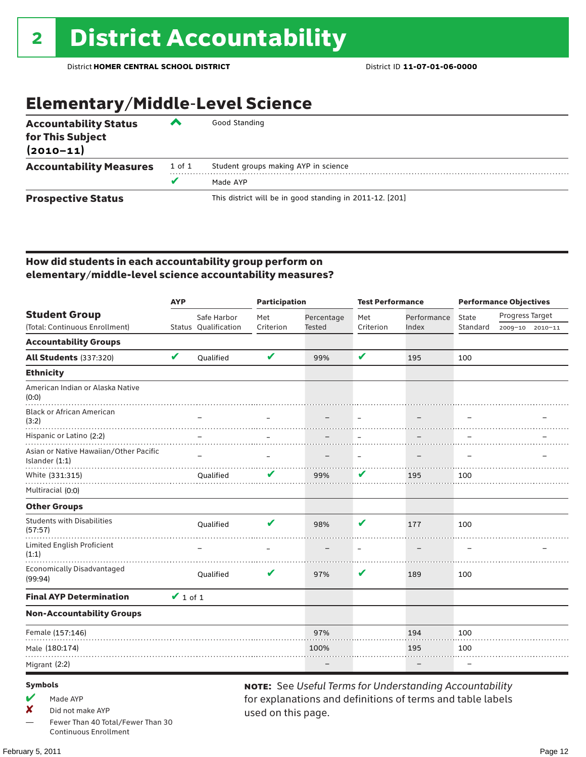# 2 District Accountability

District **HOMER CENTRAL SCHOOL DISTRICT** District ID **11-07-01-06-0000**

## Elementary/Middle-Level Science

| | | |
|---|---|---|
| **Accountability Status for This Subject (2010–11)** | ^ | Good Standing |
| **Accountability Measures** | 1 of 1 | Student groups making AYP in science |
| | ✔ | Made AYP |
| **Prospective Status** | | This district will be in good standing in 2011-12. [201] |

### How did students in each accountability group perform on elementary/middle-level science accountability measures?

| Student Group (Total: Continuous Enrollment) | AYP Status | AYP Safe Harbor Qualification | Participation Met Criterion | Participation Percentage Tested | Test Performance Met Criterion | Test Performance Performance Index | Performance Objectives State Standard | Progress Target 2009–10 | Progress Target 2010–11 |
|---|---|---|---|---|---|---|---|---|---|
| **Accountability Groups** | | | | | | | | | |
| **All Students** (337:320) | ✔ | Qualified | ✔ | 99% | ✔ | 195 | 100 | | |
| **Ethnicity** | | | | | | | | | |
| American Indian or Alaska Native (0:0) | | | | | | | | | |
| Black or African American (3:2) | | – | – | – | – | – | – | | – |
| Hispanic or Latino (2:2) | | – | – | – | – | – | – | | – |
| Asian or Native Hawaiian/Other Pacific Islander (1:1) | | – | – | – | – | – | – | | – |
| White (331:315) | | Qualified | ✔ | 99% | ✔ | 195 | 100 | | |
| Multiracial (0:0) | | | | | | | | | |
| **Other Groups** | | | | | | | | | |
| Students with Disabilities (57:57) | | Qualified | ✔ | 98% | ✔ | 177 | 100 | | |
| Limited English Proficient (1:1) | | – | – | – | – | – | – | | – |
| Economically Disadvantaged (99:94) | | Qualified | ✔ | 97% | ✔ | 189 | 100 | | |
| **Final AYP Determination** | ✔ 1 of 1 | | | | | | | | |
| **Non-Accountability Groups** | | | | | | | | | |
| Female (157:146) | | | | 97% | | 194 | 100 | | |
| Male (180:174) | | | | 100% | | 195 | 100 | | |
| Migrant (2:2) | | | | – | | – | – | | |

**Symbols**

- ✔ Made AYP
- ✘ Did not make AYP
- — Fewer Than 40 Total/Fewer Than 30 Continuous Enrollment

**NOTE:** See *Useful Terms for Understanding Accountability* for explanations and definitions of terms and table labels used on this page.

February 5, 2011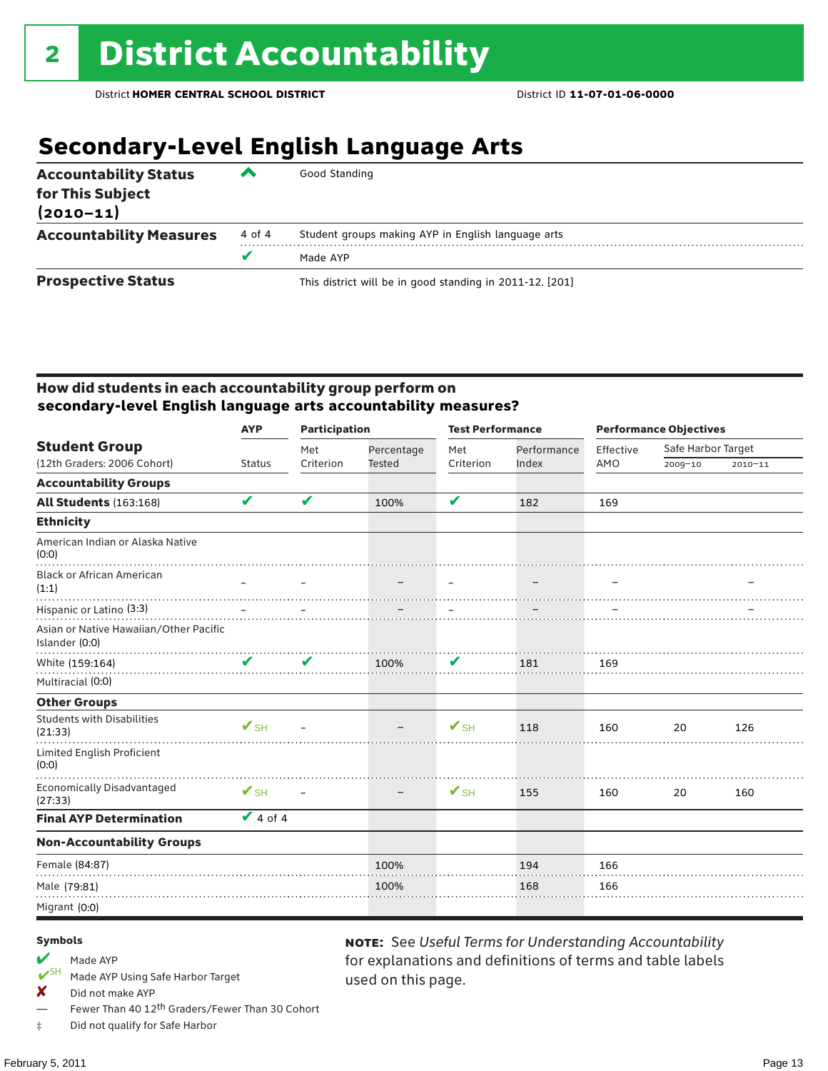# 2 District Accountability

District **HOMER CENTRAL SCHOOL DISTRICT** District ID **11-07-01-06-0000**

## Secondary-Level English Language Arts

| | | |
|---|---|---|
| **Accountability Status for This Subject (2010–11)** | ^ | Good Standing |
| **Accountability Measures** | 4 of 4 | Student groups making AYP in English language arts |
| | ✔ | Made AYP |
| **Prospective Status** | | This district will be in good standing in 2011-12. [201] |

### How did students in each accountability group perform on secondary-level English language arts accountability measures?

| Student Group (12th Graders: 2006 Cohort) | AYP Status | Participation: Met Criterion | Participation: Percentage Tested | Test Performance: Met Criterion | Test Performance: Performance Index | Performance Objectives: Effective AMO | Safe Harbor Target 2009–10 | Safe Harbor Target 2010–11 |
|---|---|---|---|---|---|---|---|---|
| **Accountability Groups** | | | | | | | | |
| **All Students** (163:168) | ✔ | ✔ | 100% | ✔ | 182 | 169 | | |
| **Ethnicity** | | | | | | | | |
| American Indian or Alaska Native (0:0) | | | | | | | | |
| Black or African American (1:1) | – | – | – | – | – | – | | – |
| Hispanic or Latino (3:3) | – | – | – | – | – | – | | – |
| Asian or Native Hawaiian/Other Pacific Islander (0:0) | | | | | | | | |
| White (159:164) | ✔ | ✔ | 100% | ✔ | 181 | 169 | | |
| Multiracial (0:0) | | | | | | | | |
| **Other Groups** | | | | | | | | |
| Students with Disabilities (21:33) | ✔SH | – | – | ✔SH | 118 | 160 | 20 | 126 |
| Limited English Proficient (0:0) | | | | | | | | |
| Economically Disadvantaged (27:33) | ✔SH | – | – | ✔SH | 155 | 160 | 20 | 160 |
| **Final AYP Determination** | ✔ 4 of 4 | | | | | | | |
| **Non-Accountability Groups** | | | | | | | | |
| Female (84:87) | | | 100% | | 194 | 166 | | |
| Male (79:81) | | | 100% | | 168 | 166 | | |
| Migrant (0:0) | | | | | | | | |

**Symbols**

- ✔ Made AYP
- ✔SH Made AYP Using Safe Harbor Target
- ✘ Did not make AYP
- — Fewer Than 40 12th Graders/Fewer Than 30 Cohort
- ‡ Did not qualify for Safe Harbor

**NOTE:** See *Useful Terms for Understanding Accountability* for explanations and definitions of terms and table labels used on this page.

February 5, 2011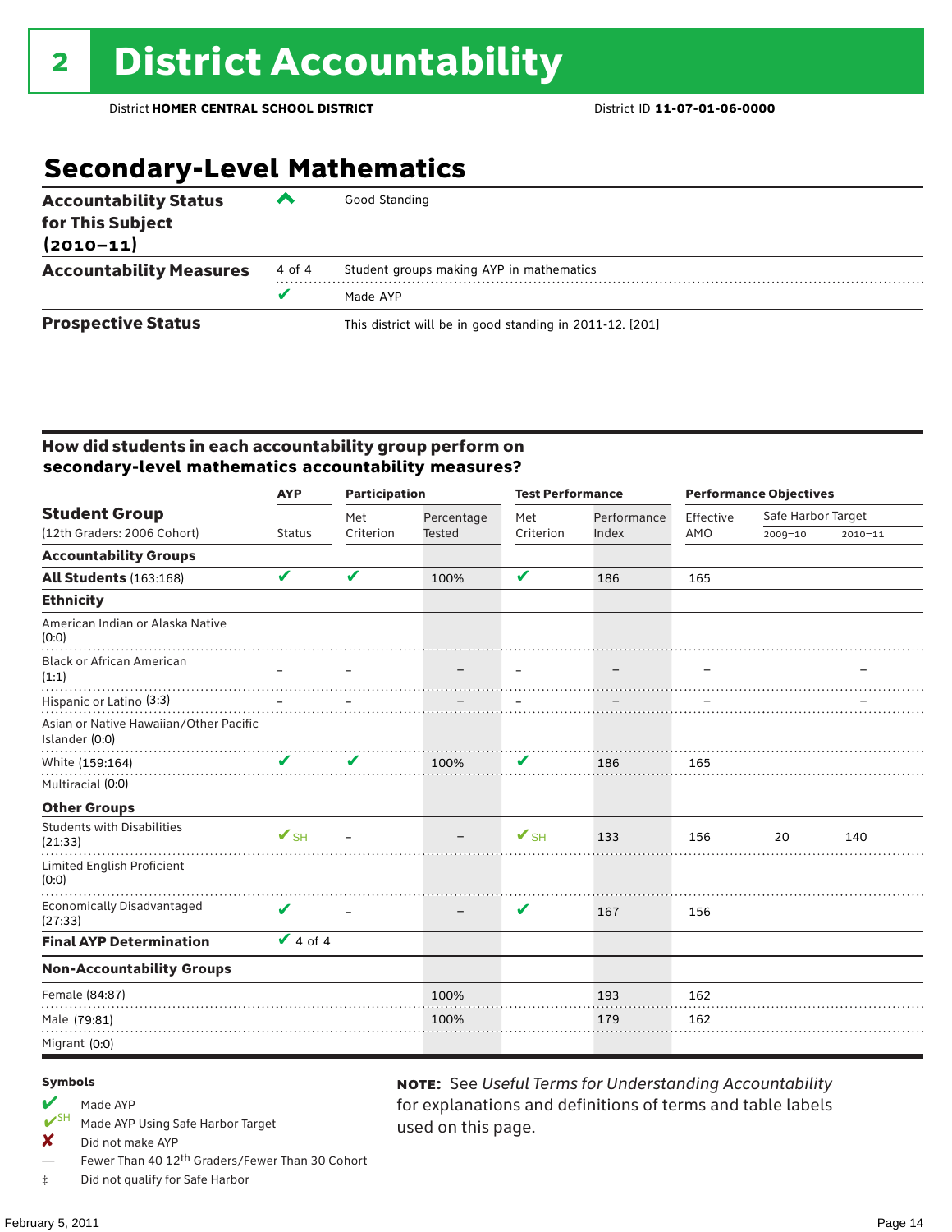## 2 District Accountability

District **HOMER CENTRAL SCHOOL DISTRICT** District ID **11-07-01-06-0000**

# Secondary-Level Mathematics

| | | |
|---|---|---|
| **Accountability Status for This Subject (2010–11)** | ^ | Good Standing |
| **Accountability Measures** | 4 of 4 | Student groups making AYP in mathematics |
| | ✔ | Made AYP |
| **Prospective Status** | | This district will be in good standing in 2011-12. [201] |

### How did students in each accountability group perform on secondary-level mathematics accountability measures?

| Student Group (12th Graders: 2006 Cohort) | AYP Status | Participation: Met Criterion | Participation: Percentage Tested | Test Performance: Met Criterion | Test Performance: Performance Index | Performance Objectives: Effective AMO | Safe Harbor Target 2009–10 | Safe Harbor Target 2010–11 |
|---|---|---|---|---|---|---|---|---|
| **Accountability Groups** | | | | | | | | |
| **All Students** (163:168) | ✔ | ✔ | 100% | ✔ | 186 | 165 | | |
| **Ethnicity** | | | | | | | | |
| American Indian or Alaska Native (0:0) | | | | | | | | |
| Black or African American (1:1) | – | – | – | – | – | – | | – |
| Hispanic or Latino (3:3) | – | – | – | – | – | – | | – |
| Asian or Native Hawaiian/Other Pacific Islander (0:0) | | | | | | | | |
| White (159:164) | ✔ | ✔ | 100% | ✔ | 186 | 165 | | |
| Multiracial (0:0) | | | | | | | | |
| **Other Groups** | | | | | | | | |
| Students with Disabilities (21:33) | ✔SH | – | – | ✔SH | 133 | 156 | 20 | 140 |
| Limited English Proficient (0:0) | | | | | | | | |
| Economically Disadvantaged (27:33) | ✔ | – | – | ✔ | 167 | 156 | | |
| **Final AYP Determination** | ✔ 4 of 4 | | | | | | | |
| **Non-Accountability Groups** | | | | | | | | |
| Female (84:87) | | | 100% | | 193 | 162 | | |
| Male (79:81) | | | 100% | | 179 | 162 | | |
| Migrant (0:0) | | | | | | | | |

**Symbols**

- ✔ Made AYP
- ✔SH Made AYP Using Safe Harbor Target
- ✘ Did not make AYP
- — Fewer Than 40 12th Graders/Fewer Than 30 Cohort
- ‡ Did not qualify for Safe Harbor

**NOTE:** See *Useful Terms for Understanding Accountability* for explanations and definitions of terms and table labels used on this page.

February 5, 2011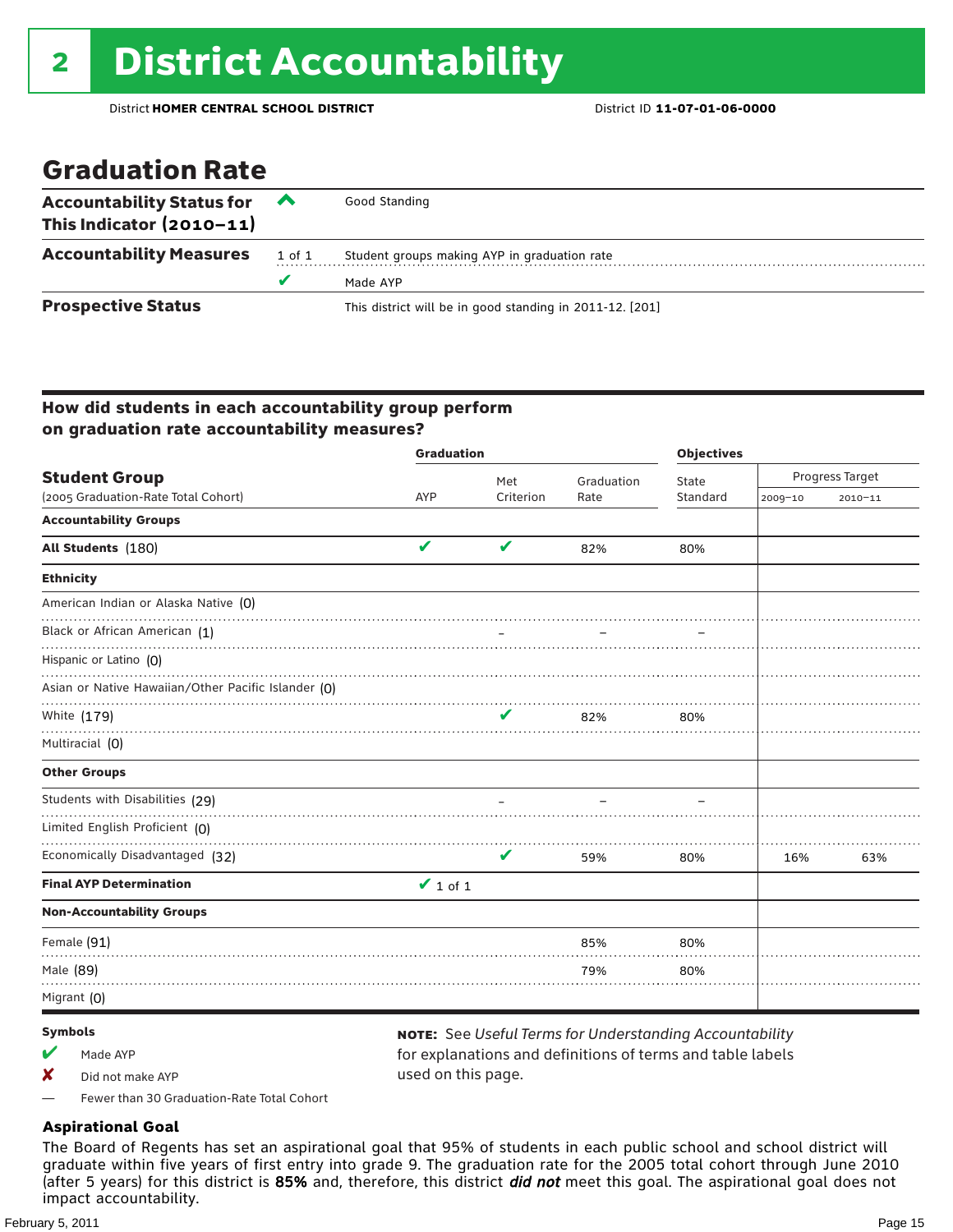# 2 District Accountability

District **HOMER CENTRAL SCHOOL DISTRICT** District ID **11-07-01-06-0000**

## Graduation Rate

| | | |
|---|---|---|
| **Accountability Status for This Indicator (2010–11)** | ^ | Good Standing |
| **Accountability Measures** | 1 of 1 | Student groups making AYP in graduation rate |
| | ✔ | Made AYP |
| **Prospective Status** | | This district will be in good standing in 2011-12. [201] |

### How did students in each accountability group perform on graduation rate accountability measures?

| Student Group (2005 Graduation-Rate Total Cohort) | Graduation: AYP | Graduation: Met Criterion | Graduation: Graduation Rate | Objectives: State Standard | Progress Target 2009–10 | Progress Target 2010–11 |
|---|---|---|---|---|---|---|
| **Accountability Groups** | | | | | | |
| **All Students** (180) | ✔ | ✔ | 82% | 80% | | |
| **Ethnicity** | | | | | | |
| American Indian or Alaska Native (0) | | | | | | |
| Black or African American (1) | | – | – | – | | |
| Hispanic or Latino (0) | | | | | | |
| Asian or Native Hawaiian/Other Pacific Islander (0) | | | | | | |
| White (179) | | ✔ | 82% | 80% | | |
| Multiracial (0) | | | | | | |
| **Other Groups** | | | | | | |
| Students with Disabilities (29) | | – | – | – | | |
| Limited English Proficient (0) | | | | | | |
| Economically Disadvantaged (32) | | ✔ | 59% | 80% | 16% | 63% |
| **Final AYP Determination** | ✔ 1 of 1 | | | | | |
| **Non-Accountability Groups** | | | | | | |
| Female (91) | | | 85% | 80% | | |
| Male (89) | | | 79% | 80% | | |
| Migrant (0) | | | | | | |

**Symbols**

✔ Made AYP

✘ Did not make AYP

— Fewer than 30 Graduation-Rate Total Cohort

**NOTE:** See *Useful Terms for Understanding Accountability* for explanations and definitions of terms and table labels used on this page.

### Aspirational Goal

The Board of Regents has set an aspirational goal that 95% of students in each public school and school district will graduate within five years of first entry into grade 9. The graduation rate for the 2005 total cohort through June 2010 (after 5 years) for this district is **85%** and, therefore, this district ***did not*** meet this goal. The aspirational goal does not impact accountability.

February 5, 2011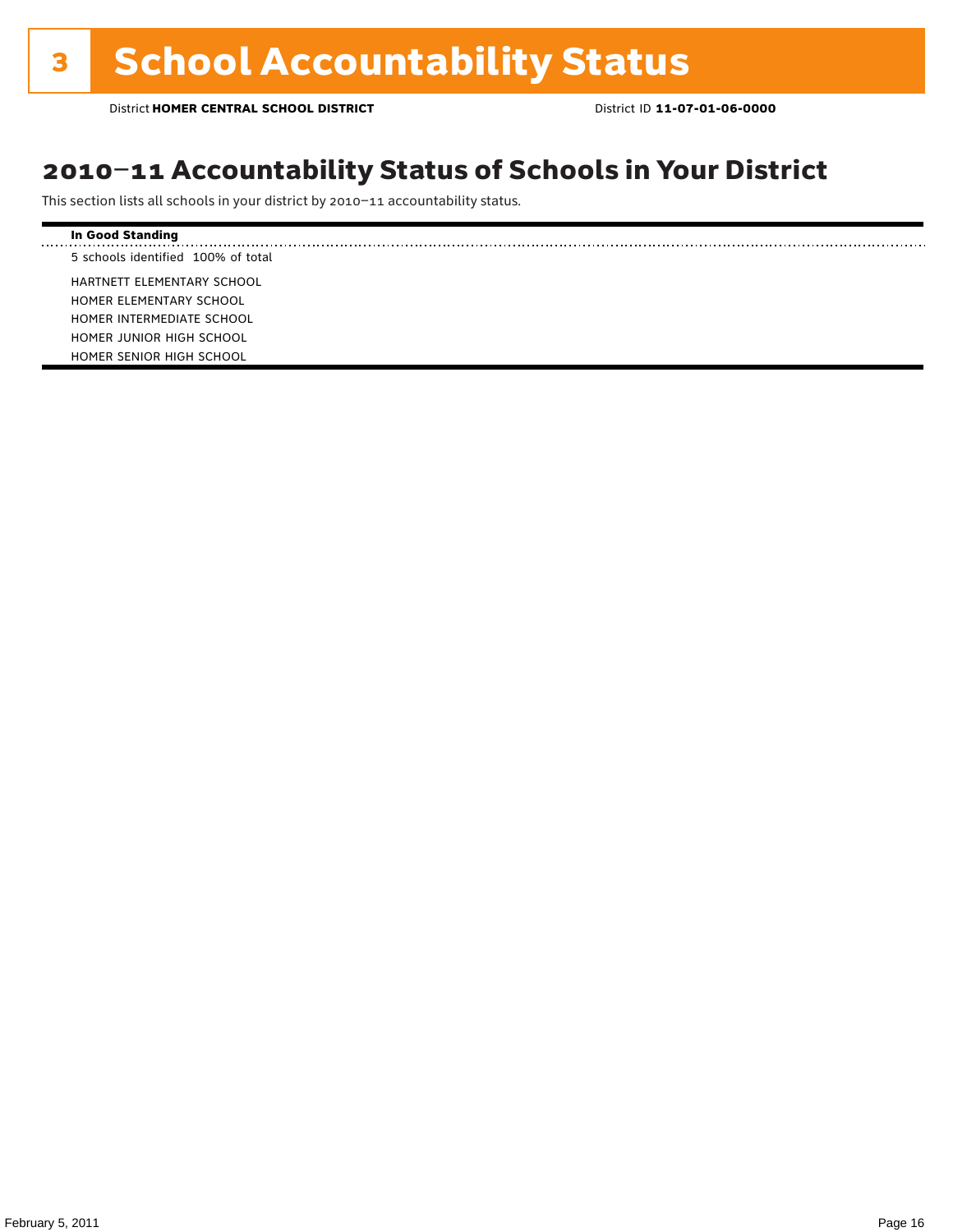# 3 School Accountability Status

District **HOMER CENTRAL SCHOOL DISTRICT** District ID **11-07-01-06-0000**

## 2010–11 Accountability Status of Schools in Your District

This section lists all schools in your district by 2010–11 accountability status.

**In Good Standing**

5 schools identified 100% of total

HARTNETT ELEMENTARY SCHOOL
HOMER ELEMENTARY SCHOOL
HOMER INTERMEDIATE SCHOOL
HOMER JUNIOR HIGH SCHOOL
HOMER SENIOR HIGH SCHOOL

February 5, 2011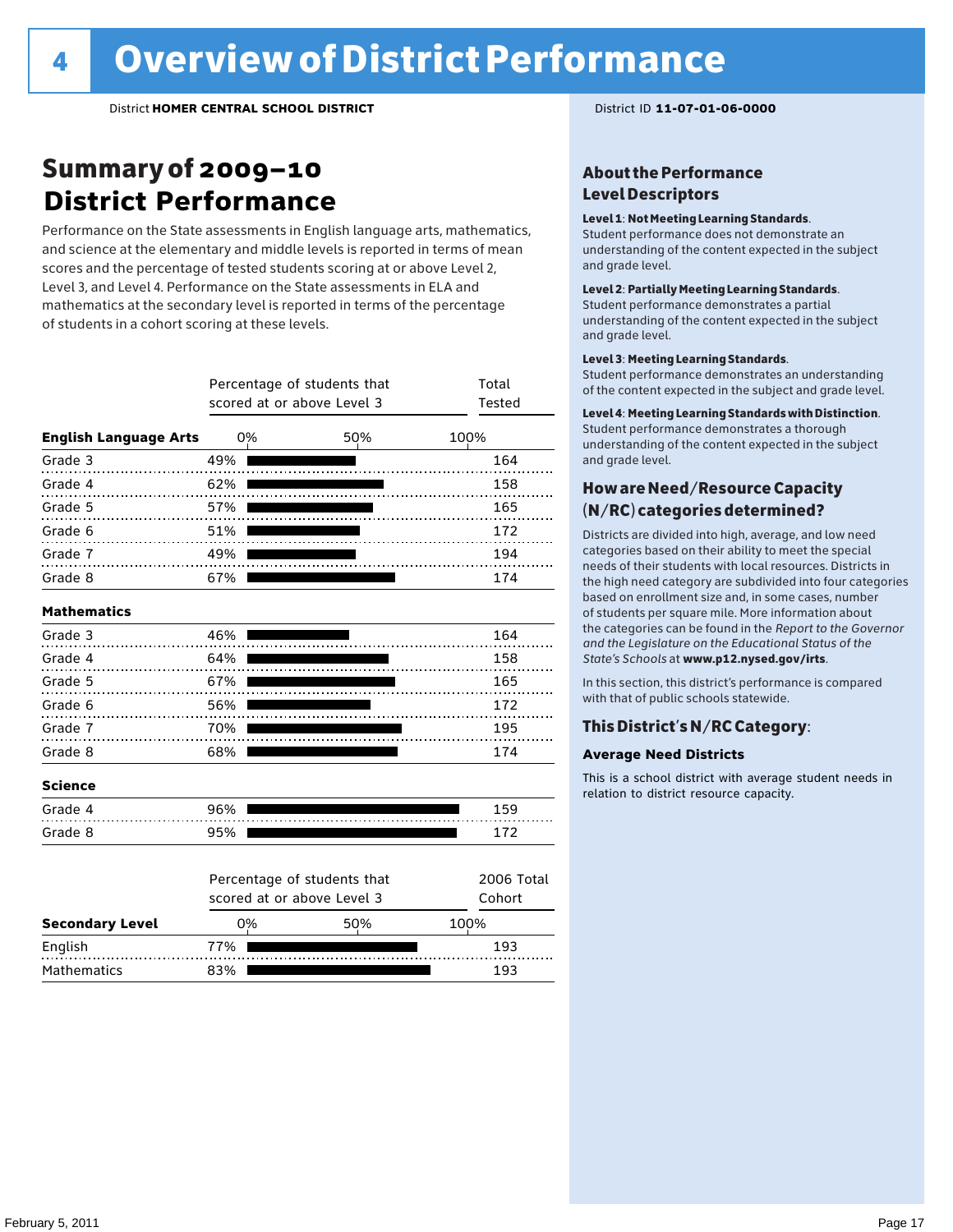# 4 Overview of District Performance

District **HOMER CENTRAL SCHOOL DISTRICT**

District ID **11-07-01-06-0000**

## Summary of 2009–10 District Performance

Performance on the State assessments in English language arts, mathematics, and science at the elementary and middle levels is reported in terms of mean scores and the percentage of tested students scoring at or above Level 2, Level 3, and Level 4. Performance on the State assessments in ELA and mathematics at the secondary level is reported in terms of the percentage of students in a cohort scoring at these levels.

Percentage of students that scored at or above Level 3

Total Tested

0% 50% 100%

**English Language Arts**

Grade 3 49% 164
Grade 4 62% 158
Grade 5 57% 165
Grade 6 51% 172
Grade 7 49% 194
Grade 8 67% 174

**Mathematics**

Grade 3 46% 164
Grade 4 64% 158
Grade 5 67% 165
Grade 6 56% 172
Grade 7 70% 195
Grade 8 68% 174

**Science**

Grade 4 96% 159
Grade 8 95% 172

Percentage of students that scored at or above Level 3

2006 Total Cohort

**Secondary Level**

0% 50% 100%

English 77% 193
Mathematics 83% 193

### About the Performance Level Descriptors

**Level 1: Not Meeting Learning Standards.** Student performance does not demonstrate an understanding of the content expected in the subject and grade level.

**Level 2: Partially Meeting Learning Standards.** Student performance demonstrates a partial understanding of the content expected in the subject and grade level.

**Level 3: Meeting Learning Standards.** Student performance demonstrates an understanding of the content expected in the subject and grade level.

**Level 4: Meeting Learning Standards with Distinction.** Student performance demonstrates a thorough understanding of the content expected in the subject and grade level.

### How are Need/Resource Capacity (N/RC) categories determined?

Districts are divided into high, average, and low need categories based on their ability to meet the special needs of their students with local resources. Districts in the high need category are subdivided into four categories based on enrollment size and, in some cases, number of students per square mile. More information about the categories can be found in the *Report to the Governor and the Legislature on the Educational Status of the State's Schools* at **www.p12.nysed.gov/irts**.

In this section, this district's performance is compared with that of public schools statewide.

### This District's N/RC Category:

**Average Need Districts**

This is a school district with average student needs in relation to district resource capacity.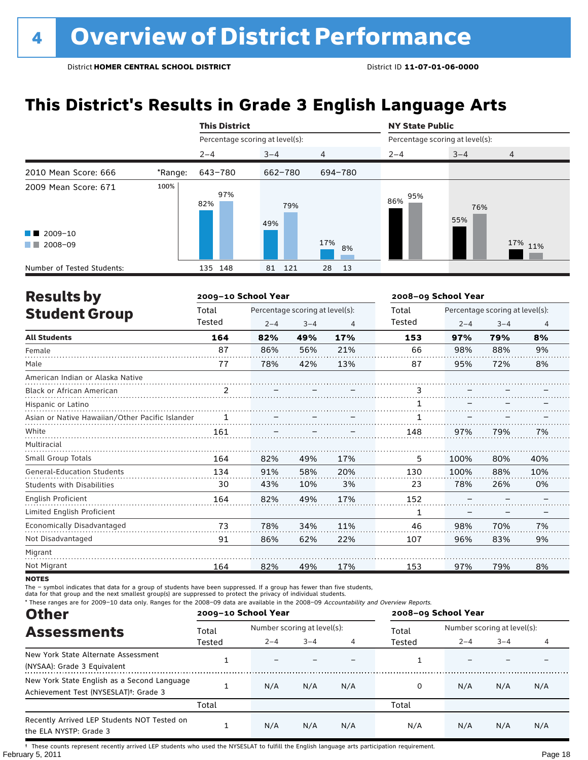# 4 Overview of District Performance

District **HOMER CENTRAL SCHOOL DISTRICT** District ID **11-07-01-06-0000**

## This District's Results in Grade 3 English Language Arts

**This District**

Percentage scoring at level(s):

| | | 2–4 | 3–4 | 4 |
|---|---|---|---|---|
| 2010 Mean Score: 666 | *Range: | 643–780 | 662–780 | 694–780 |
| 2009 Mean Score: 671 | | | | |

**NY State Public**

Percentage scoring at level(s): 2–4, 3–4, 4

100%

■ ■ 2009–10
■ ■ 2008–09

This District: 2–4: 82% 97%; 3–4: 49% 79%; 4: 17% 8%

NY State Public: 2–4: 86% 95%; 3–4: 55% 76%; 4: 17% 11%

Number of Tested Students: 135 148 81 121 28 13

## Results by Student Group

| | 2009–10 School Year | | | | 2008–09 School Year | | | |
|---|---|---|---|---|---|---|---|---|
| | Total Tested | Percentage scoring at level(s): 2–4 | 3–4 | 4 | Total Tested | Percentage scoring at level(s): 2–4 | 3–4 | 4 |
| **All Students** | **164** | **82%** | **49%** | **17%** | **153** | **97%** | **79%** | **8%** |
| Female | 87 | 86% | 56% | 21% | 66 | 98% | 88% | 9% |
| Male | 77 | 78% | 42% | 13% | 87 | 95% | 72% | 8% |
| American Indian or Alaska Native | | | | | | | | |
| Black or African American | 2 | – | – | – | 3 | – | – | – |
| Hispanic or Latino | | | | | 1 | – | – | – |
| Asian or Native Hawaiian/Other Pacific Islander | 1 | – | – | – | 1 | – | – | – |
| White | 161 | – | – | – | 148 | 97% | 79% | 7% |
| Multiracial | | | | | | | | |
| Small Group Totals | 164 | 82% | 49% | 17% | 5 | 100% | 80% | 40% |
| General-Education Students | 134 | 91% | 58% | 20% | 130 | 100% | 88% | 10% |
| Students with Disabilities | 30 | 43% | 10% | 3% | 23 | 78% | 26% | 0% |
| English Proficient | 164 | 82% | 49% | 17% | 152 | – | – | – |
| Limited English Proficient | | | | | 1 | – | – | – |
| Economically Disadvantaged | 73 | 78% | 34% | 11% | 46 | 98% | 70% | 7% |
| Not Disadvantaged | 91 | 86% | 62% | 22% | 107 | 96% | 83% | 9% |
| Migrant | | | | | | | | |
| Not Migrant | 164 | 82% | 49% | 17% | 153 | 97% | 79% | 8% |

**NOTES**

The – symbol indicates that data for a group of students have been suppressed. If a group has fewer than five students, data for that group and the next smallest group(s) are suppressed to protect the privacy of individual students.

\* These ranges are for 2009–10 data only. Ranges for the 2008–09 data are available in the 2008–09 *Accountability and Overview Reports.*

## Other Assessments

| | 2009–10 School Year | | | | 2008–09 School Year | | | |
|---|---|---|---|---|---|---|---|---|
| | Total Tested | Number scoring at level(s): 2–4 | 3–4 | 4 | Total Tested | Number scoring at level(s): 2–4 | 3–4 | 4 |
| New York State Alternate Assessment (NYSAA): Grade 3 Equivalent | 1 | – | – | – | 1 | – | – | – |
| New York State English as a Second Language Achievement Test (NYSESLAT)†: Grade 3 | 1 | N/A | N/A | N/A | 0 | N/A | N/A | N/A |
| | Total | | | | Total | | | |
| Recently Arrived LEP Students NOT Tested on the ELA NYSTP: Grade 3 | 1 | N/A | N/A | N/A | N/A | N/A | N/A | N/A |

† These counts represent recently arrived LEP students who used the NYSESLAT to fulfill the English language arts participation requirement.

February 5, 2011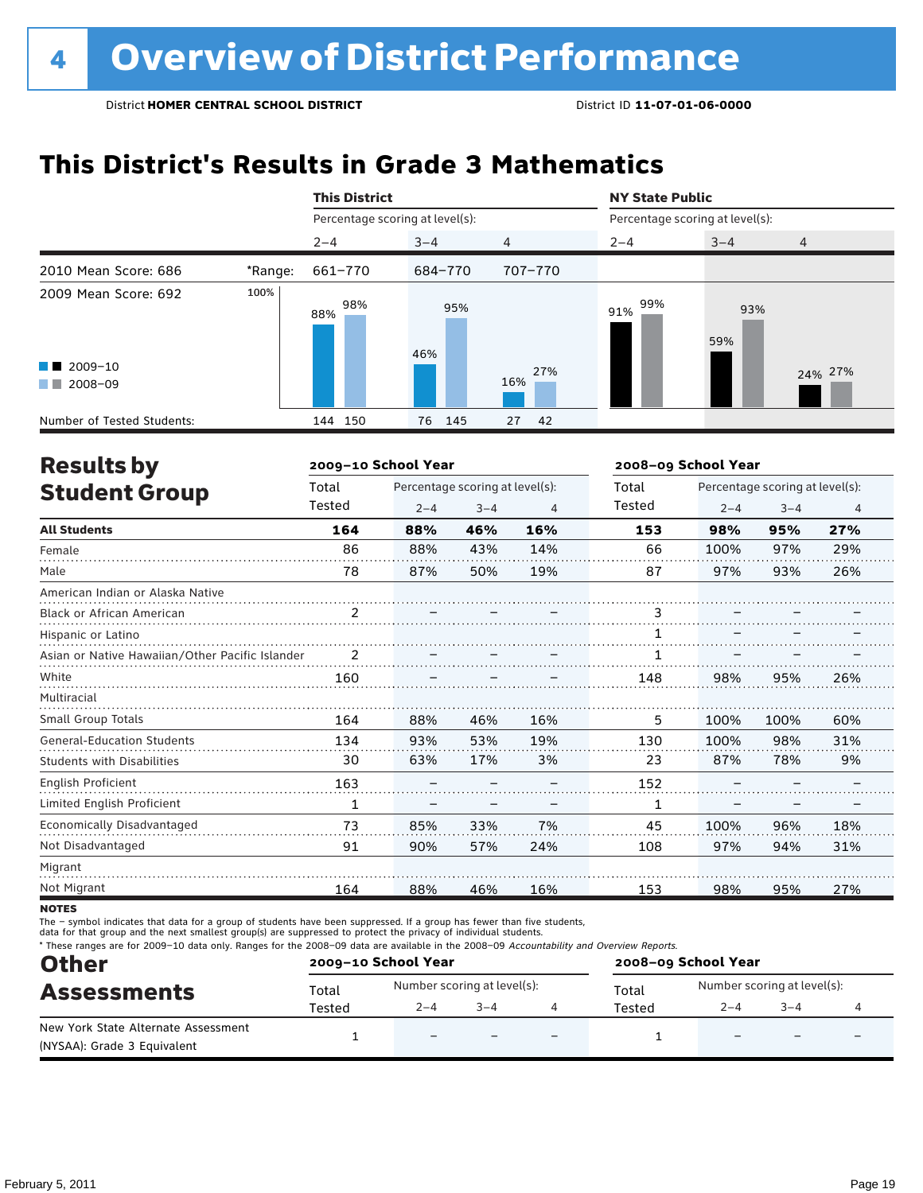# 4 Overview of District Performance

District **HOMER CENTRAL SCHOOL DISTRICT** District ID **11-07-01-06-0000**

## This District's Results in Grade 3 Mathematics

**This District**
Percentage scoring at level(s):
2–4 3–4 4

**NY State Public**
Percentage scoring at level(s):
2–4 3–4 4

2010 Mean Score: 686 *Range: 661–770 684–770 707–770

2009 Mean Score: 692

100%

88% 98% 46% 95% 16% 27%

91% 99% 59% 93% 24% 27%

2009–10
2008–09

Number of Tested Students: 144 150 76 145 27 42

## Results by Student Group

| | 2009–10 School Year | | | | 2008–09 School Year | | | |
|---|---|---|---|---|---|---|---|---|
| | Total Tested | Percentage scoring at level(s): | | | Total Tested | Percentage scoring at level(s): | | |
| | | 2–4 | 3–4 | 4 | | 2–4 | 3–4 | 4 |
| **All Students** | **164** | **88%** | **46%** | **16%** | **153** | **98%** | **95%** | **27%** |
| Female | 86 | 88% | 43% | 14% | 66 | 100% | 97% | 29% |
| Male | 78 | 87% | 50% | 19% | 87 | 97% | 93% | 26% |
| American Indian or Alaska Native | | | | | | | | |
| Black or African American | 2 | – | – | – | 3 | – | – | – |
| Hispanic or Latino | | | | | 1 | – | – | – |
| Asian or Native Hawaiian/Other Pacific Islander | 2 | – | – | – | 1 | – | – | – |
| White | 160 | – | – | – | 148 | 98% | 95% | 26% |
| Multiracial | | | | | | | | |
| Small Group Totals | 164 | 88% | 46% | 16% | 5 | 100% | 100% | 60% |
| General-Education Students | 134 | 93% | 53% | 19% | 130 | 100% | 98% | 31% |
| Students with Disabilities | 30 | 63% | 17% | 3% | 23 | 87% | 78% | 9% |
| English Proficient | 163 | – | – | – | 152 | – | – | – |
| Limited English Proficient | 1 | – | – | – | 1 | – | – | – |
| Economically Disadvantaged | 73 | 85% | 33% | 7% | 45 | 100% | 96% | 18% |
| Not Disadvantaged | 91 | 90% | 57% | 24% | 108 | 97% | 94% | 31% |
| Migrant | | | | | | | | |
| Not Migrant | 164 | 88% | 46% | 16% | 153 | 98% | 95% | 27% |

**NOTES**

The – symbol indicates that data for a group of students have been suppressed. If a group has fewer than five students, data for that group and the next smallest group(s) are suppressed to protect the privacy of individual students.

* These ranges are for 2009–10 data only. Ranges for the 2008–09 data are available in the 2008–09 *Accountability and Overview Reports*.

## Other Assessments

| | 2009–10 School Year | | | | 2008–09 School Year | | | |
|---|---|---|---|---|---|---|---|---|
| | Total Tested | Number scoring at level(s): | | | Total Tested | Number scoring at level(s): | | |
| | | 2–4 | 3–4 | 4 | | 2–4 | 3–4 | 4 |
| New York State Alternate Assessment (NYSAA): Grade 3 Equivalent | 1 | – | – | – | 1 | – | – | – |

February 5, 2011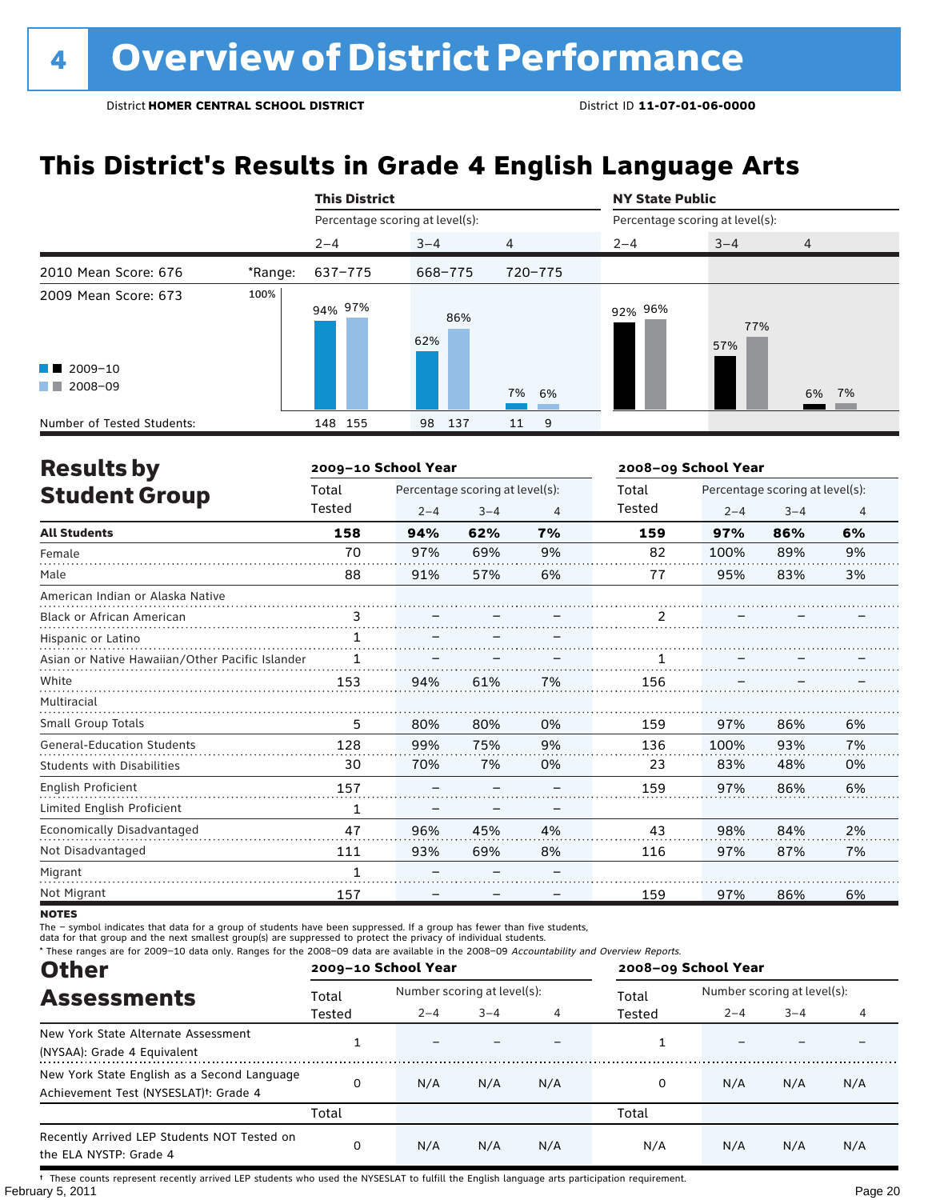# 4 Overview of District Performance

District **HOMER CENTRAL SCHOOL DISTRICT** District ID **11-07-01-06-0000**

## This District's Results in Grade 4 English Language Arts

| | | This District | | | NY State Public | | |
|---|---|---|---|---|---|---|---|
| | | Percentage scoring at level(s): | | | Percentage scoring at level(s): | | |
| | | 2–4 | 3–4 | 4 | 2–4 | 3–4 | 4 |
| 2010 Mean Score: 676 | *Range: | 637–775 | 668–775 | 720–775 | | | |
| 2009 Mean Score: 673 | | | | | | | |

100%

2009–10

2008–09

94% 97%

86%

62%

7% 6%

92% 96%

77%

57%

6% 7%

Number of Tested Students: 148 155 98 137 11 9

## Results by Student Group

| | 2009–10 School Year | | | | 2008–09 School Year | | | |
|---|---|---|---|---|---|---|---|---|
| | Total Tested | Percentage scoring at level(s): | | | Total Tested | Percentage scoring at level(s): | | |
| | | 2–4 | 3–4 | 4 | | 2–4 | 3–4 | 4 |
| **All Students** | **158** | **94%** | **62%** | **7%** | **159** | **97%** | **86%** | **6%** |
| Female | 70 | 97% | 69% | 9% | 82 | 100% | 89% | 9% |
| Male | 88 | 91% | 57% | 6% | 77 | 95% | 83% | 3% |
| American Indian or Alaska Native | | | | | | | | |
| Black or African American | 3 | – | – | – | 2 | – | – | – |
| Hispanic or Latino | 1 | – | – | – | | | | |
| Asian or Native Hawaiian/Other Pacific Islander | 1 | – | – | – | 1 | – | – | – |
| White | 153 | 94% | 61% | 7% | 156 | – | – | – |
| Multiracial | | | | | | | | |
| Small Group Totals | 5 | 80% | 80% | 0% | 159 | 97% | 86% | 6% |
| General-Education Students | 128 | 99% | 75% | 9% | 136 | 100% | 93% | 7% |
| Students with Disabilities | 30 | 70% | 7% | 0% | 23 | 83% | 48% | 0% |
| English Proficient | 157 | – | – | – | 159 | 97% | 86% | 6% |
| Limited English Proficient | 1 | – | – | – | | | | |
| Economically Disadvantaged | 47 | 96% | 45% | 4% | 43 | 98% | 84% | 2% |
| Not Disadvantaged | 111 | 93% | 69% | 8% | 116 | 97% | 87% | 7% |
| Migrant | 1 | – | – | – | | | | |
| Not Migrant | 157 | – | – | – | 159 | 97% | 86% | 6% |

**NOTES**

The – symbol indicates that data for a group of students have been suppressed. If a group has fewer than five students, data for that group and the next smallest group(s) are suppressed to protect the privacy of individual students.

* These ranges are for 2009–10 data only. Ranges for the 2008–09 data are available in the 2008–09 *Accountability and Overview Reports*.

## Other Assessments

| | 2009–10 School Year | | | | 2008–09 School Year | | | |
|---|---|---|---|---|---|---|---|---|
| | Total Tested | Number scoring at level(s): | | | Total Tested | Number scoring at level(s): | | |
| | | 2–4 | 3–4 | 4 | | 2–4 | 3–4 | 4 |
| New York State Alternate Assessment (NYSAA): Grade 4 Equivalent | 1 | – | – | – | 1 | – | – | – |
| New York State English as a Second Language Achievement Test (NYSESLAT)†: Grade 4 | 0 | N/A | N/A | N/A | 0 | N/A | N/A | N/A |
| | Total | | | | Total | | | |
| Recently Arrived LEP Students NOT Tested on the ELA NYSTP: Grade 4 | 0 | N/A | N/A | N/A | N/A | N/A | N/A | N/A |

† These counts represent recently arrived LEP students who used the NYSESLAT to fulfill the English language arts participation requirement.

February 5, 2011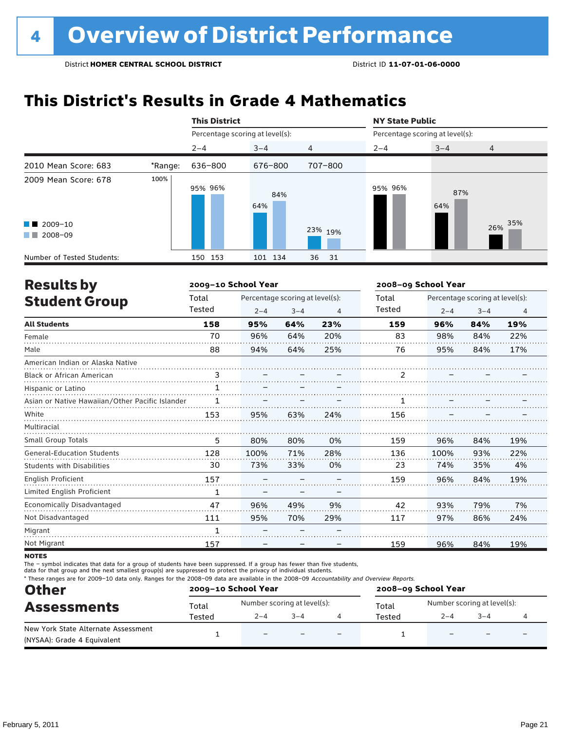# 4 Overview of District Performance

District **HOMER CENTRAL SCHOOL DISTRICT** District ID **11-07-01-06-0000**

## This District's Results in Grade 4 Mathematics

**This District**

Percentage scoring at level(s):

**NY State Public**

Percentage scoring at level(s):

2–4 3–4 4 2–4 3–4 4

2010 Mean Score: 683 *Range: 636–800 676–800 707–800

2009 Mean Score: 678

100%

■ ■ 2009–10

■ ■ 2008–09

95% 96% 64% 84% 23% 19%

95% 96% 64% 87% 26% 35%

Number of Tested Students: 150 153 101 134 36 31

## Results by Student Group

| | 2009–10 School Year | | | | 2008–09 School Year | | | |
|---|---|---|---|---|---|---|---|---|
| | Total Tested | Percentage scoring at level(s): 2–4 | 3–4 | 4 | Total Tested | Percentage scoring at level(s): 2–4 | 3–4 | 4 |
| **All Students** | **158** | **95%** | **64%** | **23%** | **159** | **96%** | **84%** | **19%** |
| Female | 70 | 96% | 64% | 20% | 83 | 98% | 84% | 22% |
| Male | 88 | 94% | 64% | 25% | 76 | 95% | 84% | 17% |
| American Indian or Alaska Native | | | | | | | | |
| Black or African American | 3 | – | – | – | 2 | – | – | – |
| Hispanic or Latino | 1 | – | – | – | | | | |
| Asian or Native Hawaiian/Other Pacific Islander | 1 | – | – | – | 1 | – | – | – |
| White | 153 | 95% | 63% | 24% | 156 | – | – | – |
| Multiracial | | | | | | | | |
| Small Group Totals | 5 | 80% | 80% | 0% | 159 | 96% | 84% | 19% |
| General-Education Students | 128 | 100% | 71% | 28% | 136 | 100% | 93% | 22% |
| Students with Disabilities | 30 | 73% | 33% | 0% | 23 | 74% | 35% | 4% |
| English Proficient | 157 | – | – | – | 159 | 96% | 84% | 19% |
| Limited English Proficient | 1 | – | – | – | | | | |
| Economically Disadvantaged | 47 | 96% | 49% | 9% | 42 | 93% | 79% | 7% |
| Not Disadvantaged | 111 | 95% | 70% | 29% | 117 | 97% | 86% | 24% |
| Migrant | 1 | – | – | – | | | | |
| Not Migrant | 157 | – | – | – | 159 | 96% | 84% | 19% |

**NOTES**

The – symbol indicates that data for a group of students have been suppressed. If a group has fewer than five students, data for that group and the next smallest group(s) are suppressed to protect the privacy of individual students.

* These ranges are for 2009–10 data only. Ranges for the 2008–09 data are available in the 2008–09 *Accountability and Overview Reports*.

## Other Assessments

| | 2009–10 School Year | | | | 2008–09 School Year | | | |
|---|---|---|---|---|---|---|---|---|
| | Total Tested | Number scoring at level(s): 2–4 | 3–4 | 4 | Total Tested | Number scoring at level(s): 2–4 | 3–4 | 4 |
| New York State Alternate Assessment (NYSAA): Grade 4 Equivalent | 1 | – | – | – | 1 | – | – | – |

February 5, 2011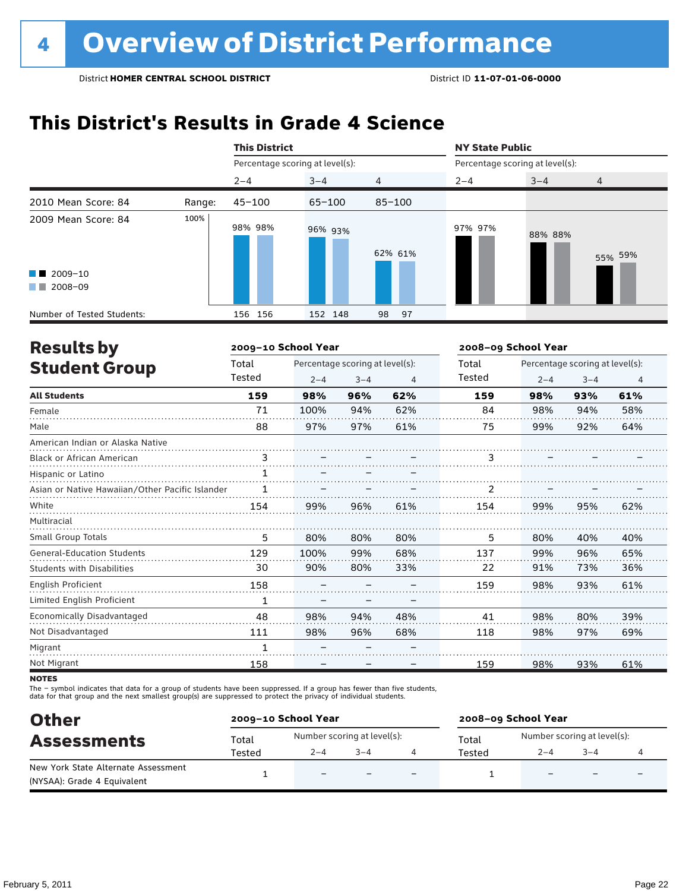# 4 Overview of District Performance

District **HOMER CENTRAL SCHOOL DISTRICT** District ID **11-07-01-06-0000**

## This District's Results in Grade 4 Science

**This District** — Percentage scoring at level(s):
**NY State Public** — Percentage scoring at level(s):

2–4 3–4 4 2–4 3–4 4

2010 Mean Score: 84 Range: 45–100 65–100 85–100

2009 Mean Score: 84

100%

98% 98% 96% 93% 62% 61% 97% 97% 88% 88% 55% 59%

2009–10
2008–09

Number of Tested Students: 156 156 152 148 98 97

## Results by Student Group

| | 2009–10 School Year | | | | 2008–09 School Year | | | |
|---|---|---|---|---|---|---|---|---|
| | Total Tested | Percentage scoring at level(s): 2–4 | 3–4 | 4 | Total Tested | Percentage scoring at level(s): 2–4 | 3–4 | 4 |
| **All Students** | **159** | **98%** | **96%** | **62%** | **159** | **98%** | **93%** | **61%** |
| Female | 71 | 100% | 94% | 62% | 84 | 98% | 94% | 58% |
| Male | 88 | 97% | 97% | 61% | 75 | 99% | 92% | 64% |
| American Indian or Alaska Native | | | | | | | | |
| Black or African American | 3 | – | – | – | 3 | – | – | – |
| Hispanic or Latino | 1 | – | – | – | | | | |
| Asian or Native Hawaiian/Other Pacific Islander | 1 | – | – | – | 2 | – | – | – |
| White | 154 | 99% | 96% | 61% | 154 | 99% | 95% | 62% |
| Multiracial | | | | | | | | |
| Small Group Totals | 5 | 80% | 80% | 80% | 5 | 80% | 40% | 40% |
| General-Education Students | 129 | 100% | 99% | 68% | 137 | 99% | 96% | 65% |
| Students with Disabilities | 30 | 90% | 80% | 33% | 22 | 91% | 73% | 36% |
| English Proficient | 158 | – | – | – | 159 | 98% | 93% | 61% |
| Limited English Proficient | 1 | – | – | – | | | | |
| Economically Disadvantaged | 48 | 98% | 94% | 48% | 41 | 98% | 80% | 39% |
| Not Disadvantaged | 111 | 98% | 96% | 68% | 118 | 98% | 97% | 69% |
| Migrant | 1 | – | – | – | | | | |
| Not Migrant | 158 | – | – | – | 159 | 98% | 93% | 61% |

**NOTES**

The – symbol indicates that data for a group of students have been suppressed. If a group has fewer than five students, data for that group and the next smallest group(s) are suppressed to protect the privacy of individual students.

## Other Assessments

| | 2009–10 School Year | | | | 2008–09 School Year | | | |
|---|---|---|---|---|---|---|---|---|
| | Total Tested | Number scoring at level(s): 2–4 | 3–4 | 4 | Total Tested | Number scoring at level(s): 2–4 | 3–4 | 4 |
| New York State Alternate Assessment (NYSAA): Grade 4 Equivalent | 1 | – | – | – | 1 | – | – | – |

February 5, 2011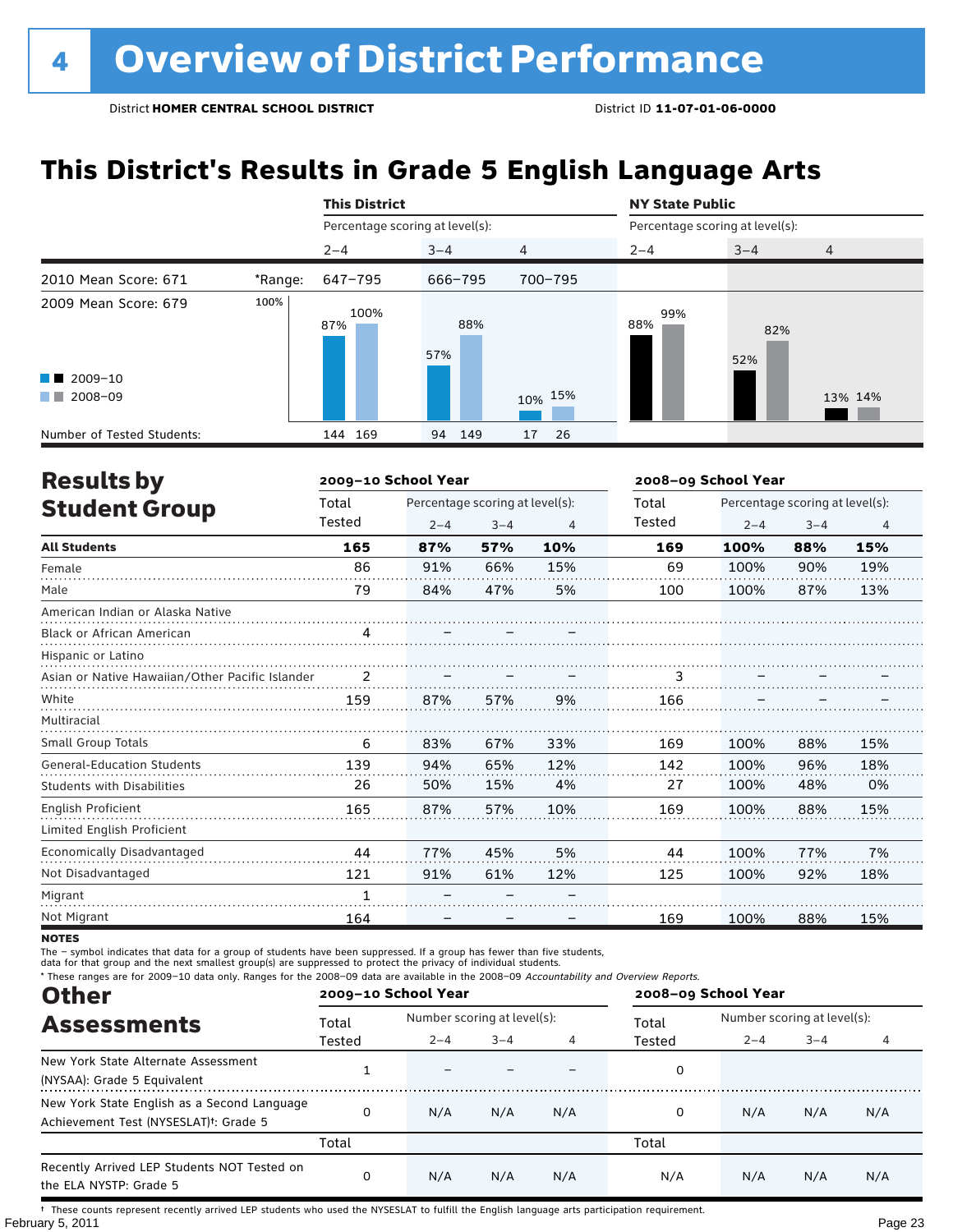# 4 Overview of District Performance

District **HOMER CENTRAL SCHOOL DISTRICT** District ID **11-07-01-06-0000**

## This District's Results in Grade 5 English Language Arts

| | | This District | | | NY State Public | | |
|---|---|---|---|---|---|---|---|
| | | Percentage scoring at level(s): | | | Percentage scoring at level(s): | | |
| | | 2–4 | 3–4 | 4 | 2–4 | 3–4 | 4 |
| 2010 Mean Score: 671 | *Range: | 647–795 | 666–795 | 700–795 | | | |
| 2009 Mean Score: 679 | | | | | | | |

100%

2009–10
2008–09

87% 100%
57% 88%
10% 15%
88% 99%
52% 82%
13% 14%

Number of Tested Students: 144 169 94 149 17 26

## Results by Student Group

| | 2009–10 School Year | | | | 2008–09 School Year | | | |
|---|---|---|---|---|---|---|---|---|
| | Total Tested | Percentage scoring at level(s): 2–4 | 3–4 | 4 | Total Tested | Percentage scoring at level(s): 2–4 | 3–4 | 4 |
| **All Students** | **165** | **87%** | **57%** | **10%** | **169** | **100%** | **88%** | **15%** |
| Female | 86 | 91% | 66% | 15% | 69 | 100% | 90% | 19% |
| Male | 79 | 84% | 47% | 5% | 100 | 100% | 87% | 13% |
| American Indian or Alaska Native | | | | | | | | |
| Black or African American | 4 | – | – | – | | | | |
| Hispanic or Latino | | | | | | | | |
| Asian or Native Hawaiian/Other Pacific Islander | 2 | – | – | – | 3 | – | – | – |
| White | 159 | 87% | 57% | 9% | 166 | – | – | – |
| Multiracial | | | | | | | | |
| Small Group Totals | 6 | 83% | 67% | 33% | 169 | 100% | 88% | 15% |
| General-Education Students | 139 | 94% | 65% | 12% | 142 | 100% | 96% | 18% |
| Students with Disabilities | 26 | 50% | 15% | 4% | 27 | 100% | 48% | 0% |
| English Proficient | 165 | 87% | 57% | 10% | 169 | 100% | 88% | 15% |
| Limited English Proficient | | | | | | | | |
| Economically Disadvantaged | 44 | 77% | 45% | 5% | 44 | 100% | 77% | 7% |
| Not Disadvantaged | 121 | 91% | 61% | 12% | 125 | 100% | 92% | 18% |
| Migrant | 1 | – | – | – | | | | |
| Not Migrant | 164 | – | – | – | 169 | 100% | 88% | 15% |

**NOTES**

The – symbol indicates that data for a group of students have been suppressed. If a group has fewer than five students, data for that group and the next smallest group(s) are suppressed to protect the privacy of individual students.

\* These ranges are for 2009–10 data only. Ranges for the 2008–09 data are available in the 2008–09 *Accountability and Overview Reports.*

## Other Assessments

| | 2009–10 School Year | | | | 2008–09 School Year | | | |
|---|---|---|---|---|---|---|---|---|
| | Total Tested | Number scoring at level(s): 2–4 | 3–4 | 4 | Total Tested | Number scoring at level(s): 2–4 | 3–4 | 4 |
| New York State Alternate Assessment (NYSAA): Grade 5 Equivalent | 1 | – | – | – | 0 | | | |
| New York State English as a Second Language Achievement Test (NYSESLAT)†: Grade 5 | 0 | N/A | N/A | N/A | 0 | N/A | N/A | N/A |
| | Total | | | | Total | | | |
| Recently Arrived LEP Students NOT Tested on the ELA NYSTP: Grade 5 | 0 | N/A | N/A | N/A | N/A | N/A | N/A | N/A |

† These counts represent recently arrived LEP students who used the NYSESLAT to fulfill the English language arts participation requirement.

February 5, 2011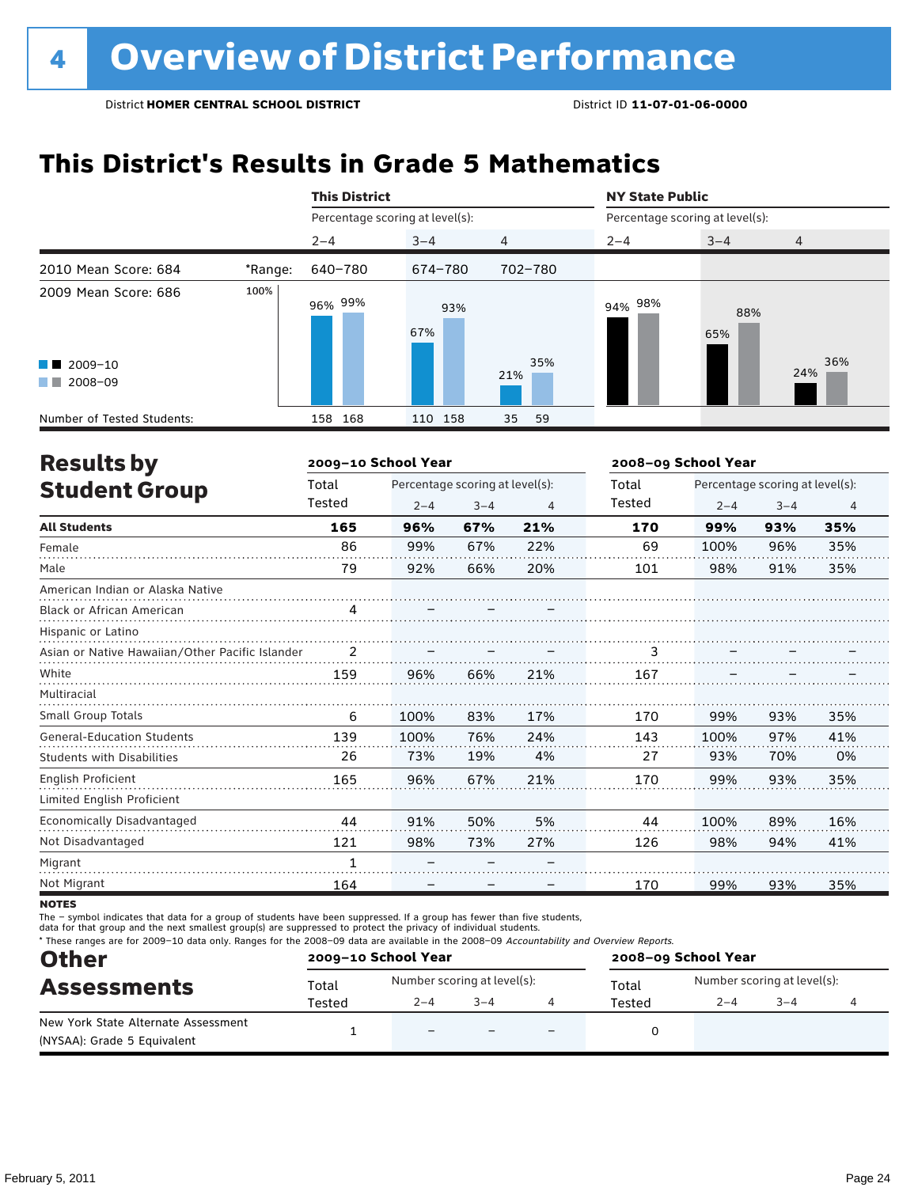# 4 Overview of District Performance

District **HOMER CENTRAL SCHOOL DISTRICT** District ID **11-07-01-06-0000**

## This District's Results in Grade 5 Mathematics

**This District** — Percentage scoring at level(s): 2–4, 3–4, 4

**NY State Public** — Percentage scoring at level(s): 2–4, 3–4, 4

2010 Mean Score: 684 *Range: 640–780 674–780 702–780

2009 Mean Score: 686

100%

2009–10
2008–09

This District: 2–4: 96% 99%; 3–4: 67% 93%; 4: 21% 35%

NY State Public: 2–4: 94% 98%; 3–4: 65% 88%; 4: 24% 36%

Number of Tested Students: 158 168 110 158 35 59

## Results by Student Group

| | 2009–10 School Year | | | | 2008–09 School Year | | | |
|---|---|---|---|---|---|---|---|---|
| | Total Tested | Percentage scoring at level(s): 2–4 | 3–4 | 4 | Total Tested | Percentage scoring at level(s): 2–4 | 3–4 | 4 |
| **All Students** | **165** | **96%** | **67%** | **21%** | **170** | **99%** | **93%** | **35%** |
| Female | 86 | 99% | 67% | 22% | 69 | 100% | 96% | 35% |
| Male | 79 | 92% | 66% | 20% | 101 | 98% | 91% | 35% |
| American Indian or Alaska Native | | | | | | | | |
| Black or African American | 4 | – | – | – | | | | |
| Hispanic or Latino | | | | | | | | |
| Asian or Native Hawaiian/Other Pacific Islander | 2 | – | – | – | 3 | – | – | – |
| White | 159 | 96% | 66% | 21% | 167 | – | – | – |
| Multiracial | | | | | | | | |
| Small Group Totals | 6 | 100% | 83% | 17% | 170 | 99% | 93% | 35% |
| General-Education Students | 139 | 100% | 76% | 24% | 143 | 100% | 97% | 41% |
| Students with Disabilities | 26 | 73% | 19% | 4% | 27 | 93% | 70% | 0% |
| English Proficient | 165 | 96% | 67% | 21% | 170 | 99% | 93% | 35% |
| Limited English Proficient | | | | | | | | |
| Economically Disadvantaged | 44 | 91% | 50% | 5% | 44 | 100% | 89% | 16% |
| Not Disadvantaged | 121 | 98% | 73% | 27% | 126 | 98% | 94% | 41% |
| Migrant | 1 | – | – | – | | | | |
| Not Migrant | 164 | – | – | – | 170 | 99% | 93% | 35% |

**NOTES**

The – symbol indicates that data for a group of students have been suppressed. If a group has fewer than five students, data for that group and the next smallest group(s) are suppressed to protect the privacy of individual students.

* These ranges are for 2009–10 data only. Ranges for the 2008–09 data are available in the 2008–09 *Accountability and Overview Reports*.

## Other Assessments

| | 2009–10 School Year | | | | 2008–09 School Year | | | |
|---|---|---|---|---|---|---|---|---|
| | Total Tested | Number scoring at level(s): 2–4 | 3–4 | 4 | Total Tested | Number scoring at level(s): 2–4 | 3–4 | 4 |
| New York State Alternate Assessment (NYSAA): Grade 5 Equivalent | 1 | – | – | – | 0 | | | |

February 5, 2011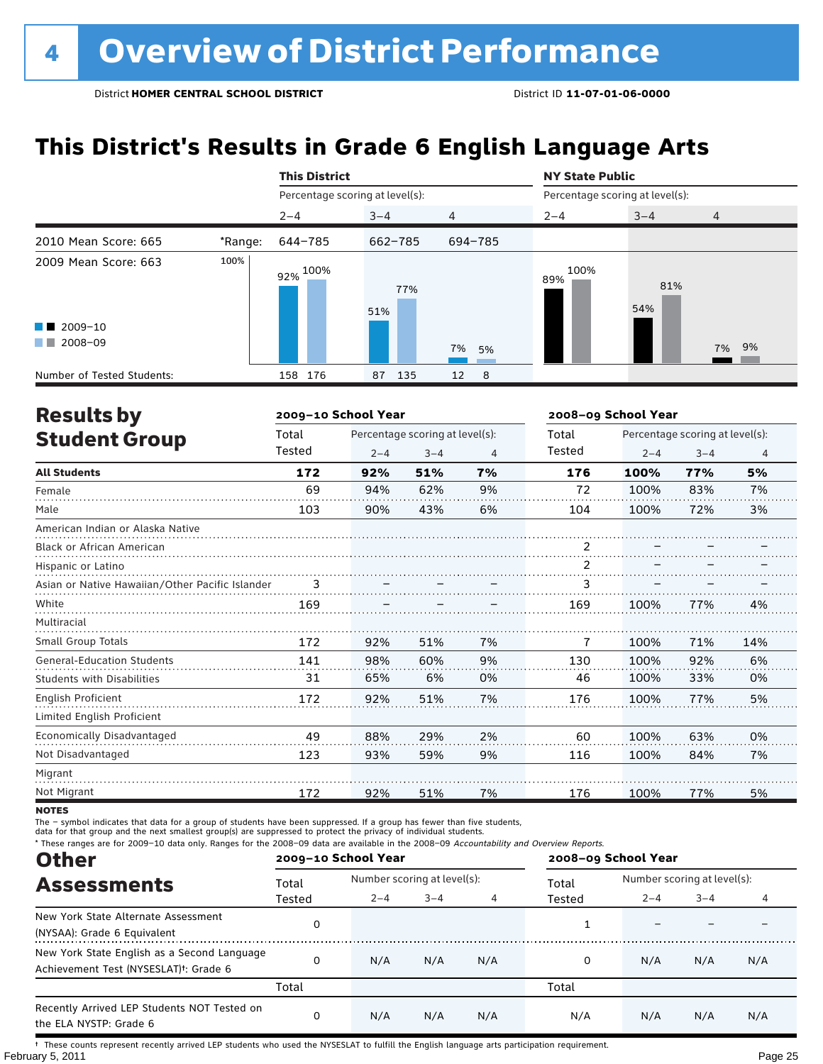# 4 Overview of District Performance

District **HOMER CENTRAL SCHOOL DISTRICT** District ID **11-07-01-06-0000**

## This District's Results in Grade 6 English Language Arts

This District

Percentage scoring at level(s):

2–4 3–4 4

NY State Public

Percentage scoring at level(s):

2–4 3–4 4

2010 Mean Score: 665 *Range: 644–785 662–785 694–785

2009 Mean Score: 663

100%

92% 100%

51% 77%

7% 5%

89% 100%

54% 81%

7% 9%

2009–10

2008–09

Number of Tested Students: 158 176 87 135 12 8

## Results by Student Group

| | 2009–10 School Year | | | | 2008–09 School Year | | | |
|---|---|---|---|---|---|---|---|---|
| | Total Tested | Percentage scoring at level(s): 2–4 | 3–4 | 4 | Total Tested | Percentage scoring at level(s): 2–4 | 3–4 | 4 |
| **All Students** | **172** | **92%** | **51%** | **7%** | **176** | **100%** | **77%** | **5%** |
| Female | 69 | 94% | 62% | 9% | 72 | 100% | 83% | 7% |
| Male | 103 | 90% | 43% | 6% | 104 | 100% | 72% | 3% |
| American Indian or Alaska Native | | | | | | | | |
| Black or African American | | | | | 2 | – | – | – |
| Hispanic or Latino | | | | | 2 | – | – | – |
| Asian or Native Hawaiian/Other Pacific Islander | 3 | – | – | – | 3 | – | – | – |
| White | 169 | – | – | – | 169 | 100% | 77% | 4% |
| Multiracial | | | | | | | | |
| Small Group Totals | 172 | 92% | 51% | 7% | 7 | 100% | 71% | 14% |
| General-Education Students | 141 | 98% | 60% | 9% | 130 | 100% | 92% | 6% |
| Students with Disabilities | 31 | 65% | 6% | 0% | 46 | 100% | 33% | 0% |
| English Proficient | 172 | 92% | 51% | 7% | 176 | 100% | 77% | 5% |
| Limited English Proficient | | | | | | | | |
| Economically Disadvantaged | 49 | 88% | 29% | 2% | 60 | 100% | 63% | 0% |
| Not Disadvantaged | 123 | 93% | 59% | 9% | 116 | 100% | 84% | 7% |
| Migrant | | | | | | | | |
| Not Migrant | 172 | 92% | 51% | 7% | 176 | 100% | 77% | 5% |

**NOTES**

The – symbol indicates that data for a group of students have been suppressed. If a group has fewer than five students, data for that group and the next smallest group(s) are suppressed to protect the privacy of individual students.

\* These ranges are for 2009–10 data only. Ranges for the 2008–09 data are available in the 2008–09 *Accountability and Overview Reports.*

## Other Assessments

| | 2009–10 School Year | | | | 2008–09 School Year | | | |
|---|---|---|---|---|---|---|---|---|
| | Total Tested | Number scoring at level(s): 2–4 | 3–4 | 4 | Total Tested | Number scoring at level(s): 2–4 | 3–4 | 4 |
| New York State Alternate Assessment (NYSAA): Grade 6 Equivalent | 0 | | | | 1 | – | – | – |
| New York State English as a Second Language Achievement Test (NYSESLAT)†: Grade 6 | 0 | N/A | N/A | N/A | 0 | N/A | N/A | N/A |
| | Total | | | | Total | | | |
| Recently Arrived LEP Students NOT Tested on the ELA NYSTP: Grade 6 | 0 | N/A | N/A | N/A | N/A | N/A | N/A | N/A |

† These counts represent recently arrived LEP students who used the NYSESLAT to fulfill the English language arts participation requirement.

February 5, 2011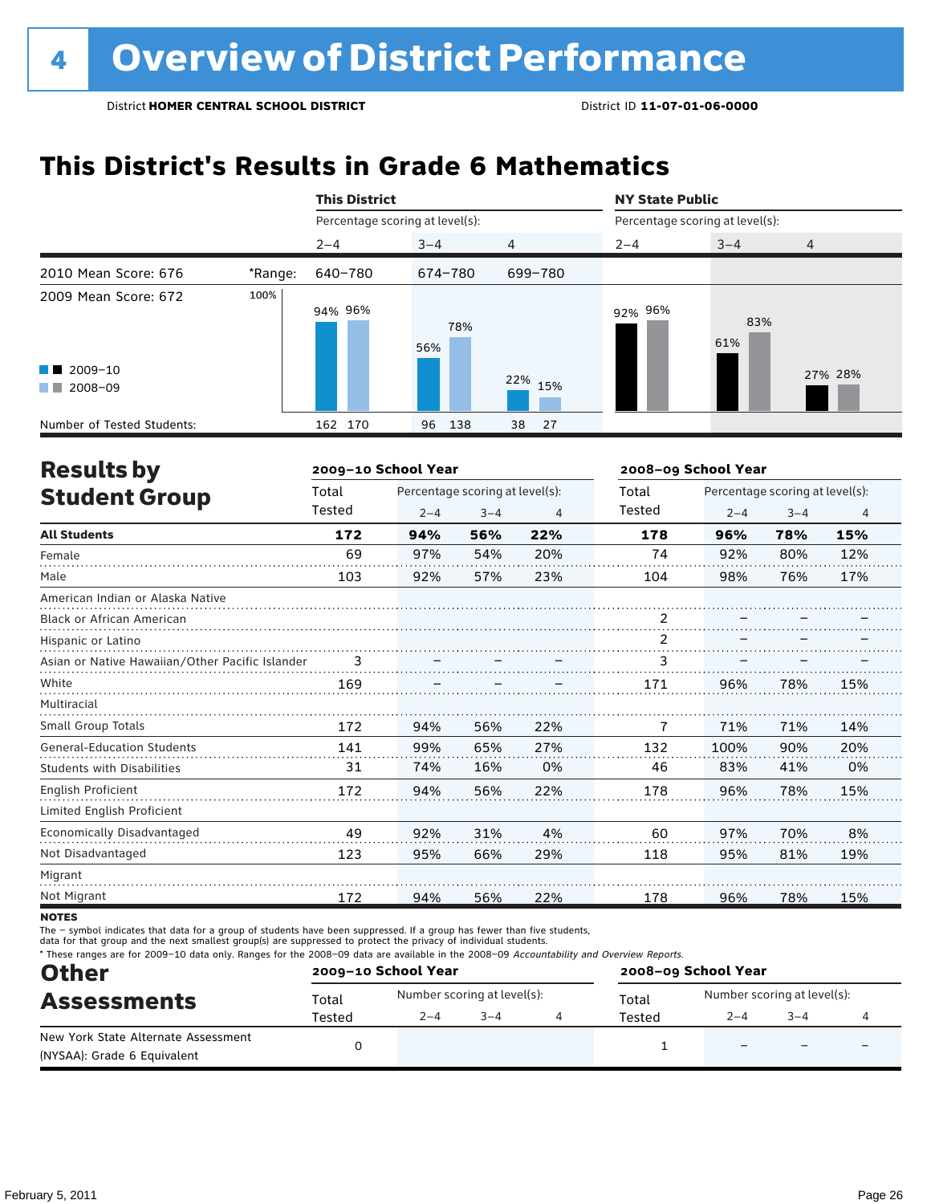# 4 Overview of District Performance

District **HOMER CENTRAL SCHOOL DISTRICT** District ID **11-07-01-06-0000**

## This District's Results in Grade 6 Mathematics

| | | This District | | | NY State Public | | |
|---|---|---|---|---|---|---|---|
| | | Percentage scoring at level(s): | | | Percentage scoring at level(s): | | |
| | | 2–4 | 3–4 | 4 | 2–4 | 3–4 | 4 |
| 2010 Mean Score: 676 | *Range: | 640–780 | 674–780 | 699–780 | | | |
| 2009 Mean Score: 672 | 2009–10 | 94% | 56% | 22% | 92% | 61% | 27% |
| | 2008–09 | 96% | 78% | 15% | 96% | 83% | 28% |
| Number of Tested Students: | 2009–10 | 162 | 96 | 38 | | | |
| | 2008–09 | 170 | 138 | 27 | | | |

## Results by Student Group

| | 2009–10 School Year | | | | 2008–09 School Year | | | |
|---|---|---|---|---|---|---|---|---|
| | Total Tested | Percentage scoring at level(s): 2–4 | 3–4 | 4 | Total Tested | Percentage scoring at level(s): 2–4 | 3–4 | 4 |
| **All Students** | **172** | **94%** | **56%** | **22%** | **178** | **96%** | **78%** | **15%** |
| Female | 69 | 97% | 54% | 20% | 74 | 92% | 80% | 12% |
| Male | 103 | 92% | 57% | 23% | 104 | 98% | 76% | 17% |
| American Indian or Alaska Native | | | | | | | | |
| Black or African American | | | | | 2 | – | – | – |
| Hispanic or Latino | | | | | 2 | – | – | – |
| Asian or Native Hawaiian/Other Pacific Islander | 3 | – | – | – | 3 | – | – | – |
| White | 169 | – | – | – | 171 | 96% | 78% | 15% |
| Multiracial | | | | | | | | |
| Small Group Totals | 172 | 94% | 56% | 22% | 7 | 71% | 71% | 14% |
| General-Education Students | 141 | 99% | 65% | 27% | 132 | 100% | 90% | 20% |
| Students with Disabilities | 31 | 74% | 16% | 0% | 46 | 83% | 41% | 0% |
| English Proficient | 172 | 94% | 56% | 22% | 178 | 96% | 78% | 15% |
| Limited English Proficient | | | | | | | | |
| Economically Disadvantaged | 49 | 92% | 31% | 4% | 60 | 97% | 70% | 8% |
| Not Disadvantaged | 123 | 95% | 66% | 29% | 118 | 95% | 81% | 19% |
| Migrant | | | | | | | | |
| Not Migrant | 172 | 94% | 56% | 22% | 178 | 96% | 78% | 15% |

**NOTES**

The – symbol indicates that data for a group of students have been suppressed. If a group has fewer than five students, data for that group and the next smallest group(s) are suppressed to protect the privacy of individual students.

* These ranges are for 2009–10 data only. Ranges for the 2008–09 data are available in the 2008–09 *Accountability and Overview Reports.*

## Other Assessments

| | 2009–10 School Year | | | | 2008–09 School Year | | | |
|---|---|---|---|---|---|---|---|---|
| | Total Tested | Number scoring at level(s): 2–4 | 3–4 | 4 | Total Tested | Number scoring at level(s): 2–4 | 3–4 | 4 |
| New York State Alternate Assessment (NYSAA): Grade 6 Equivalent | 0 | | | | 1 | – | – | – |

February 5, 2011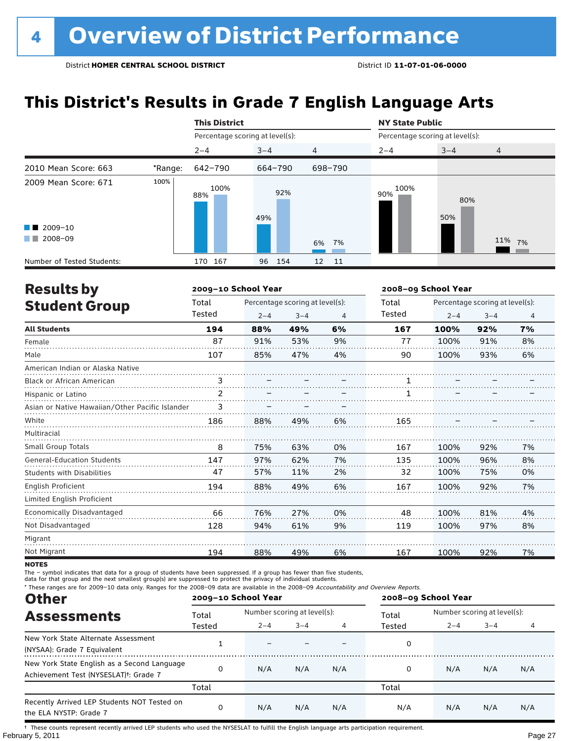# 4 Overview of District Performance

District **HOMER CENTRAL SCHOOL DISTRICT** District ID **11-07-01-06-0000**

## This District's Results in Grade 7 English Language Arts

| | | This District | | | NY State Public | | |
|---|---|---|---|---|---|---|---|
| | | Percentage scoring at level(s): | | | Percentage scoring at level(s): | | |
| | | 2–4 | 3–4 | 4 | 2–4 | 3–4 | 4 |
| 2010 Mean Score: 663 | *Range: | 642–790 | 664–790 | 698–790 | | | |

2009 Mean Score: 671

100%

2009–10
2008–09

This District: 88% 100% | 49% 92% | 6% 7%

NY State Public: 90% 100% | 50% 80% | 11% 7%

Number of Tested Students: 170 167 | 96 154 | 12 11

## Results by Student Group

| | 2009–10 School Year | | | | 2008–09 School Year | | | |
|---|---|---|---|---|---|---|---|---|
| | Total Tested | Percentage scoring at level(s): 2–4 | 3–4 | 4 | Total Tested | Percentage scoring at level(s): 2–4 | 3–4 | 4 |
| **All Students** | **194** | **88%** | **49%** | **6%** | **167** | **100%** | **92%** | **7%** |
| Female | 87 | 91% | 53% | 9% | 77 | 100% | 91% | 8% |
| Male | 107 | 85% | 47% | 4% | 90 | 100% | 93% | 6% |
| American Indian or Alaska Native | | | | | | | | |
| Black or African American | 3 | – | – | – | 1 | – | – | – |
| Hispanic or Latino | 2 | – | – | – | 1 | – | – | – |
| Asian or Native Hawaiian/Other Pacific Islander | 3 | – | – | – | | | | |
| White | 186 | 88% | 49% | 6% | 165 | – | – | – |
| Multiracial | | | | | | | | |
| Small Group Totals | 8 | 75% | 63% | 0% | 167 | 100% | 92% | 7% |
| General-Education Students | 147 | 97% | 62% | 7% | 135 | 100% | 96% | 8% |
| Students with Disabilities | 47 | 57% | 11% | 2% | 32 | 100% | 75% | 0% |
| English Proficient | 194 | 88% | 49% | 6% | 167 | 100% | 92% | 7% |
| Limited English Proficient | | | | | | | | |
| Economically Disadvantaged | 66 | 76% | 27% | 0% | 48 | 100% | 81% | 4% |
| Not Disadvantaged | 128 | 94% | 61% | 9% | 119 | 100% | 97% | 8% |
| Migrant | | | | | | | | |
| Not Migrant | 194 | 88% | 49% | 6% | 167 | 100% | 92% | 7% |

**NOTES**

The – symbol indicates that data for a group of students have been suppressed. If a group has fewer than five students, data for that group and the next smallest group(s) are suppressed to protect the privacy of individual students.

* These ranges are for 2009–10 data only. Ranges for the 2008–09 data are available in the 2008–09 *Accountability and Overview Reports.*

## Other Assessments

| | 2009–10 School Year | | | | 2008–09 School Year | | | |
|---|---|---|---|---|---|---|---|---|
| | Total Tested | Number scoring at level(s): 2–4 | 3–4 | 4 | Total Tested | Number scoring at level(s): 2–4 | 3–4 | 4 |
| New York State Alternate Assessment (NYSAA): Grade 7 Equivalent | 1 | – | – | – | 0 | | | |
| New York State English as a Second Language Achievement Test (NYSESLAT)†: Grade 7 | 0 | N/A | N/A | N/A | 0 | N/A | N/A | N/A |
| | Total | | | | Total | | | |
| Recently Arrived LEP Students NOT Tested on the ELA NYSTP: Grade 7 | 0 | N/A | N/A | N/A | N/A | N/A | N/A | N/A |

† These counts represent recently arrived LEP students who used the NYSESLAT to fulfill the English language arts participation requirement.

February 5, 2011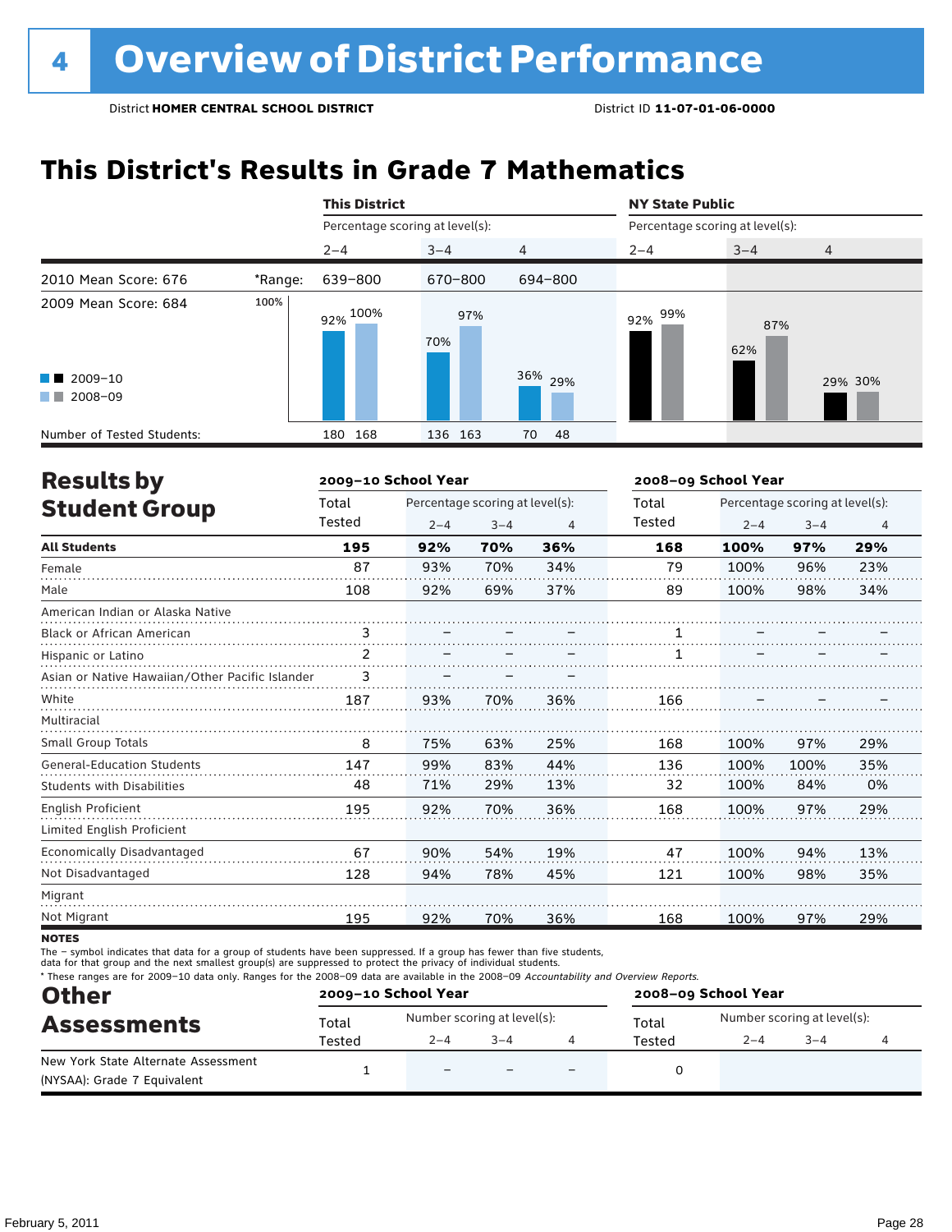# 4 Overview of District Performance

District **HOMER CENTRAL SCHOOL DISTRICT** District ID **11-07-01-06-0000**

## This District's Results in Grade 7 Mathematics

| | | This District | | | NY State Public | | |
|---|---|---|---|---|---|---|---|
| | | Percentage scoring at level(s): | | | Percentage scoring at level(s): | | |
| | | 2–4 | 3–4 | 4 | 2–4 | 3–4 | 4 |
| 2010 Mean Score: 676 | *Range: | 639–800 | 670–800 | 694–800 | | | |
| 2009 Mean Score: 684 | | | | | | | |
| Number of Tested Students: | | 180 168 | 136 163 | 70 48 | | | |

100%

This District: 2–4: 92% 100%; 3–4: 70% 97%; 4: 36% 29%

NY State Public: 2–4: 92% 99%; 3–4: 62% 87%; 4: 29% 30%

2009–10
2008–09

## Results by Student Group

| | 2009–10 School Year | | | | 2008–09 School Year | | | |
|---|---|---|---|---|---|---|---|---|
| | Total Tested | Percentage scoring at level(s): 2–4 | 3–4 | 4 | Total Tested | Percentage scoring at level(s): 2–4 | 3–4 | 4 |
| **All Students** | **195** | **92%** | **70%** | **36%** | **168** | **100%** | **97%** | **29%** |
| Female | 87 | 93% | 70% | 34% | 79 | 100% | 96% | 23% |
| Male | 108 | 92% | 69% | 37% | 89 | 100% | 98% | 34% |
| American Indian or Alaska Native | | | | | | | | |
| Black or African American | 3 | – | – | – | 1 | – | – | – |
| Hispanic or Latino | 2 | – | – | – | 1 | – | – | – |
| Asian or Native Hawaiian/Other Pacific Islander | 3 | – | – | – | | | | |
| White | 187 | 93% | 70% | 36% | 166 | – | – | – |
| Multiracial | | | | | | | | |
| Small Group Totals | 8 | 75% | 63% | 25% | 168 | 100% | 97% | 29% |
| General-Education Students | 147 | 99% | 83% | 44% | 136 | 100% | 100% | 35% |
| Students with Disabilities | 48 | 71% | 29% | 13% | 32 | 100% | 84% | 0% |
| English Proficient | 195 | 92% | 70% | 36% | 168 | 100% | 97% | 29% |
| Limited English Proficient | | | | | | | | |
| Economically Disadvantaged | 67 | 90% | 54% | 19% | 47 | 100% | 94% | 13% |
| Not Disadvantaged | 128 | 94% | 78% | 45% | 121 | 100% | 98% | 35% |
| Migrant | | | | | | | | |
| Not Migrant | 195 | 92% | 70% | 36% | 168 | 100% | 97% | 29% |

**NOTES**

The – symbol indicates that data for a group of students have been suppressed. If a group has fewer than five students, data for that group and the next smallest group(s) are suppressed to protect the privacy of individual students.

\* These ranges are for 2009–10 data only. Ranges for the 2008–09 data are available in the 2008–09 *Accountability and Overview Reports*.

## Other Assessments

| | 2009–10 School Year | | | | 2008–09 School Year | | | |
|---|---|---|---|---|---|---|---|---|
| | Total Tested | Number scoring at level(s): 2–4 | 3–4 | 4 | Total Tested | Number scoring at level(s): 2–4 | 3–4 | 4 |
| New York State Alternate Assessment (NYSAA): Grade 7 Equivalent | 1 | – | – | – | 0 | | | |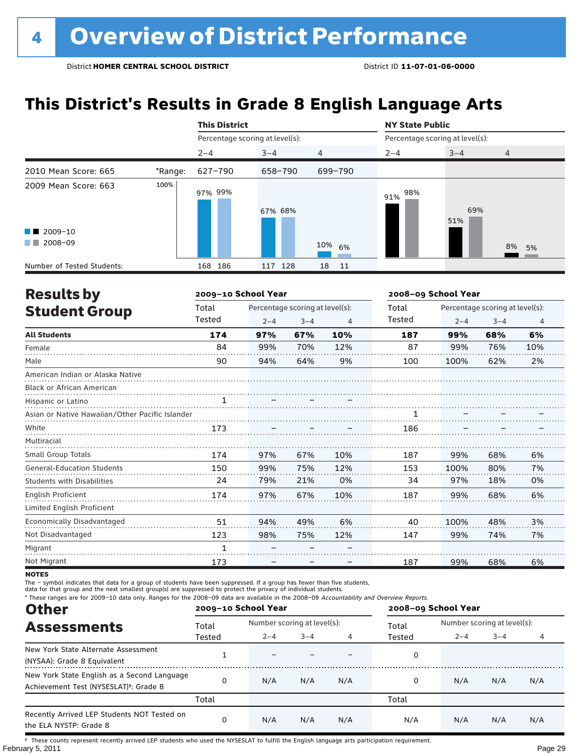# 4 Overview of District Performance

District **HOMER CENTRAL SCHOOL DISTRICT** District ID **11-07-01-06-0000**

## This District's Results in Grade 8 English Language Arts

**This District** — Percentage scoring at level(s):

**NY State Public** — Percentage scoring at level(s):

2–4 3–4 4

2010 Mean Score: 665 *Range: 627–790 658–790 699–790

2009 Mean Score: 663

100%

2009–10

2008–09

This District: 2–4: 97% 99%; 3–4: 67% 68%; 4: 10% 6%

NY State Public: 2–4: 91% 98%; 3–4: 51% 69%; 4: 8% 5%

Number of Tested Students: 168 186 117 128 18 11

## Results by Student Group

| | 2009–10 School Year | | | | 2008–09 School Year | | | |
|---|---|---|---|---|---|---|---|---|
| | Total Tested | Percentage scoring at level(s): 2–4 | 3–4 | 4 | Total Tested | Percentage scoring at level(s): 2–4 | 3–4 | 4 |
| **All Students** | **174** | **97%** | **67%** | **10%** | **187** | **99%** | **68%** | **6%** |
| Female | 84 | 99% | 70% | 12% | 87 | 99% | 76% | 10% |
| Male | 90 | 94% | 64% | 9% | 100 | 100% | 62% | 2% |
| American Indian or Alaska Native | | | | | | | | |
| Black or African American | | | | | | | | |
| Hispanic or Latino | 1 | – | – | – | | | | |
| Asian or Native Hawaiian/Other Pacific Islander | | | | | 1 | – | – | – |
| White | 173 | – | – | – | 186 | – | – | – |
| Multiracial | | | | | | | | |
| Small Group Totals | 174 | 97% | 67% | 10% | 187 | 99% | 68% | 6% |
| General-Education Students | 150 | 99% | 75% | 12% | 153 | 100% | 80% | 7% |
| Students with Disabilities | 24 | 79% | 21% | 0% | 34 | 97% | 18% | 0% |
| English Proficient | 174 | 97% | 67% | 10% | 187 | 99% | 68% | 6% |
| Limited English Proficient | | | | | | | | |
| Economically Disadvantaged | 51 | 94% | 49% | 6% | 40 | 100% | 48% | 3% |
| Not Disadvantaged | 123 | 98% | 75% | 12% | 147 | 99% | 74% | 7% |
| Migrant | 1 | – | – | – | | | | |
| Not Migrant | 173 | – | – | – | 187 | 99% | 68% | 6% |

**NOTES**

The – symbol indicates that data for a group of students have been suppressed. If a group has fewer than five students, data for that group and the next smallest group(s) are suppressed to protect the privacy of individual students.

* These ranges are for 2009–10 data only. Ranges for the 2008–09 data are available in the 2008–09 *Accountability and Overview Reports.*

## Other Assessments

| | 2009–10 School Year | | | | 2008–09 School Year | | | |
|---|---|---|---|---|---|---|---|---|
| | Total Tested | Number scoring at level(s): 2–4 | 3–4 | 4 | Total Tested | Number scoring at level(s): 2–4 | 3–4 | 4 |
| New York State Alternate Assessment (NYSAA): Grade 8 Equivalent | 1 | – | – | – | 0 | | | |
| New York State English as a Second Language Achievement Test (NYSESLAT)†: Grade 8 | 0 | N/A | N/A | N/A | 0 | N/A | N/A | N/A |
| | Total | | | | Total | | | |
| Recently Arrived LEP Students NOT Tested on the ELA NYSTP: Grade 8 | 0 | N/A | N/A | N/A | N/A | N/A | N/A | N/A |

† These counts represent recently arrived LEP students who used the NYSESLAT to fulfill the English language arts participation requirement.

February 5, 2011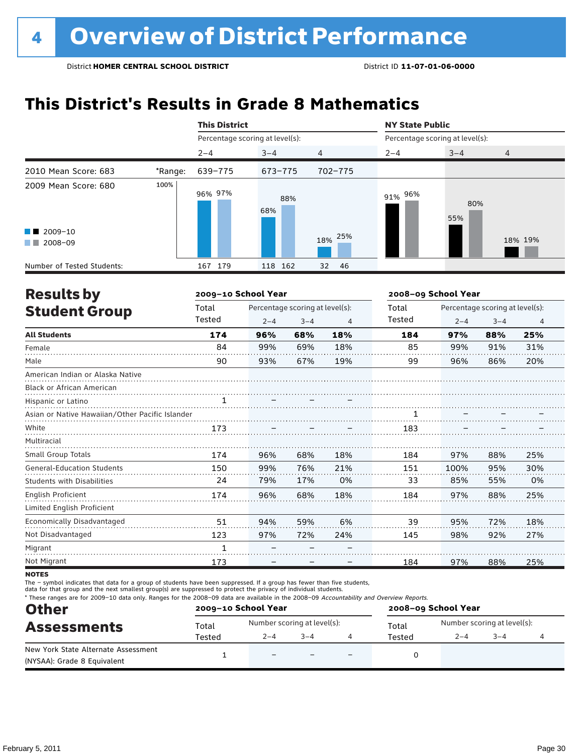# 4 Overview of District Performance

District **HOMER CENTRAL SCHOOL DISTRICT** District ID **11-07-01-06-0000**

## This District's Results in Grade 8 Mathematics

**This District** — Percentage scoring at level(s):

**NY State Public** — Percentage scoring at level(s):

2–4 3–4 4 2–4 3–4 4

2010 Mean Score: 683 *Range: 639–775 673–775 702–775

2009 Mean Score: 680

100%

96% 97% 68% 88% 18% 25% 91% 96% 55% 80% 18% 19%

2009–10
2008–09

Number of Tested Students: 167 179 118 162 32 46

## Results by Student Group

| | 2009–10 School Year | | | | 2008–09 School Year | | | |
|---|---|---|---|---|---|---|---|---|
| | Total Tested | Percentage scoring at level(s): 2–4 | 3–4 | 4 | Total Tested | Percentage scoring at level(s): 2–4 | 3–4 | 4 |
| **All Students** | **174** | **96%** | **68%** | **18%** | **184** | **97%** | **88%** | **25%** |
| Female | 84 | 99% | 69% | 18% | 85 | 99% | 91% | 31% |
| Male | 90 | 93% | 67% | 19% | 99 | 96% | 86% | 20% |
| American Indian or Alaska Native | | | | | | | | |
| Black or African American | | | | | | | | |
| Hispanic or Latino | 1 | – | – | – | | | | |
| Asian or Native Hawaiian/Other Pacific Islander | | | | | 1 | – | – | – |
| White | 173 | – | – | – | 183 | – | – | – |
| Multiracial | | | | | | | | |
| Small Group Totals | 174 | 96% | 68% | 18% | 184 | 97% | 88% | 25% |
| General-Education Students | 150 | 99% | 76% | 21% | 151 | 100% | 95% | 30% |
| Students with Disabilities | 24 | 79% | 17% | 0% | 33 | 85% | 55% | 0% |
| English Proficient | 174 | 96% | 68% | 18% | 184 | 97% | 88% | 25% |
| Limited English Proficient | | | | | | | | |
| Economically Disadvantaged | 51 | 94% | 59% | 6% | 39 | 95% | 72% | 18% |
| Not Disadvantaged | 123 | 97% | 72% | 24% | 145 | 98% | 92% | 27% |
| Migrant | 1 | – | – | – | | | | |
| Not Migrant | 173 | – | – | – | 184 | 97% | 88% | 25% |

**NOTES**

The – symbol indicates that data for a group of students have been suppressed. If a group has fewer than five students, data for that group and the next smallest group(s) are suppressed to protect the privacy of individual students.

\* These ranges are for 2009–10 data only. Ranges for the 2008–09 data are available in the 2008–09 *Accountability and Overview Reports*.

## Other Assessments

| | 2009–10 School Year | | | | 2008–09 School Year | | | |
|---|---|---|---|---|---|---|---|---|
| | Total Tested | Number scoring at level(s): 2–4 | 3–4 | 4 | Total Tested | Number scoring at level(s): 2–4 | 3–4 | 4 |
| New York State Alternate Assessment (NYSAA): Grade 8 Equivalent | 1 | – | – | – | 0 | | | |

February 5, 2011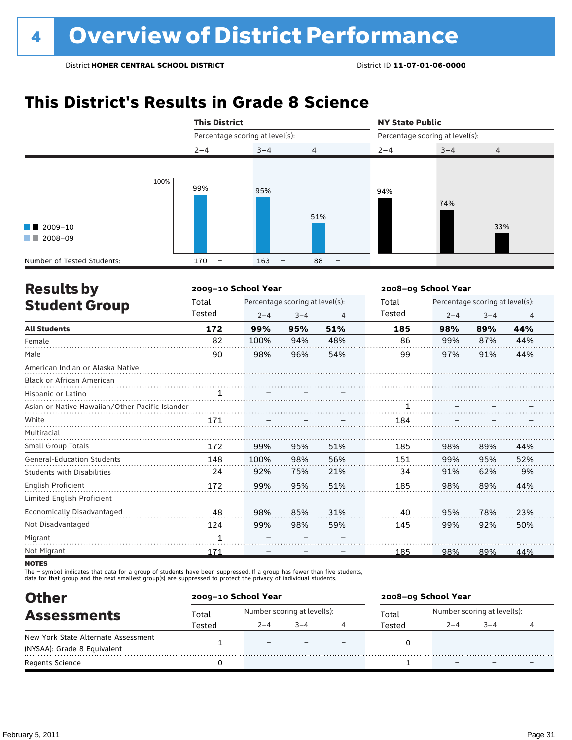# 4 Overview of District Performance

District **HOMER CENTRAL SCHOOL DISTRICT** District ID **11-07-01-06-0000**

## This District's Results in Grade 8 Science

**This District**
Percentage scoring at level(s):
2–4 3–4 4

**NY State Public**
Percentage scoring at level(s):
2–4 3–4 4

100%

2009–10
2008–09

This District: 99% 95% 51%
NY State Public: 94% 74% 33%

Number of Tested Students: 170 – 163 – 88 –

## Results by Student Group

| | 2009–10 School Year | | | | 2008–09 School Year | | | |
|---|---|---|---|---|---|---|---|---|
| | Total Tested | Percentage scoring at level(s): 2–4 | 3–4 | 4 | Total Tested | Percentage scoring at level(s): 2–4 | 3–4 | 4 |
| **All Students** | **172** | **99%** | **95%** | **51%** | **185** | **98%** | **89%** | **44%** |
| Female | 82 | 100% | 94% | 48% | 86 | 99% | 87% | 44% |
| Male | 90 | 98% | 96% | 54% | 99 | 97% | 91% | 44% |
| American Indian or Alaska Native | | | | | | | | |
| Black or African American | | | | | | | | |
| Hispanic or Latino | 1 | – | – | – | | | | |
| Asian or Native Hawaiian/Other Pacific Islander | | | | | 1 | – | – | – |
| White | 171 | – | – | – | 184 | – | – | – |
| Multiracial | | | | | | | | |
| Small Group Totals | 172 | 99% | 95% | 51% | 185 | 98% | 89% | 44% |
| General-Education Students | 148 | 100% | 98% | 56% | 151 | 99% | 95% | 52% |
| Students with Disabilities | 24 | 92% | 75% | 21% | 34 | 91% | 62% | 9% |
| English Proficient | 172 | 99% | 95% | 51% | 185 | 98% | 89% | 44% |
| Limited English Proficient | | | | | | | | |
| Economically Disadvantaged | 48 | 98% | 85% | 31% | 40 | 95% | 78% | 23% |
| Not Disadvantaged | 124 | 99% | 98% | 59% | 145 | 99% | 92% | 50% |
| Migrant | 1 | – | – | – | | | | |
| Not Migrant | 171 | – | – | – | 185 | 98% | 89% | 44% |

**NOTES**
The – symbol indicates that data for a group of students have been suppressed. If a group has fewer than five students, data for that group and the next smallest group(s) are suppressed to protect the privacy of individual students.

## Other Assessments

| | 2009–10 School Year | | | | 2008–09 School Year | | | |
|---|---|---|---|---|---|---|---|---|
| | Total Tested | Number scoring at level(s): 2–4 | 3–4 | 4 | Total Tested | Number scoring at level(s): 2–4 | 3–4 | 4 |
| New York State Alternate Assessment (NYSAA): Grade 8 Equivalent | 1 | – | – | – | 0 | | | |
| Regents Science | 0 | | | | 1 | – | – | – |

February 5, 2011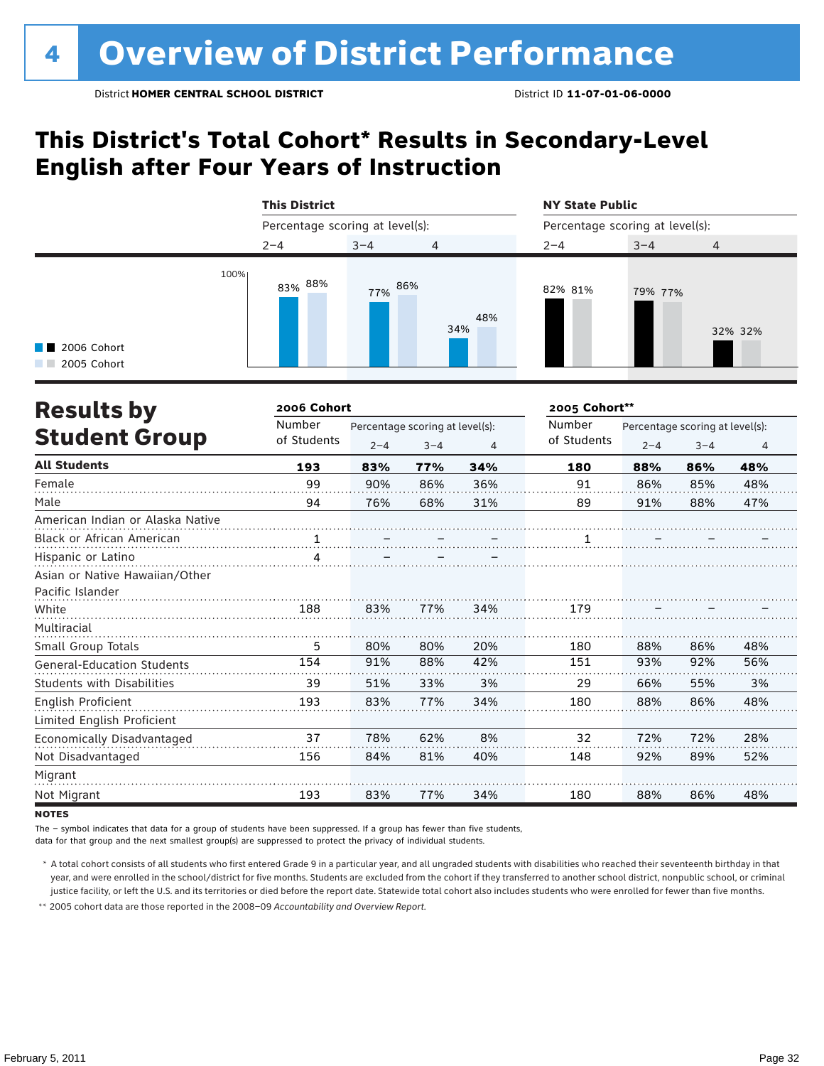# 4 Overview of District Performance

District **HOMER CENTRAL SCHOOL DISTRICT** District ID **11-07-01-06-0000**

## This District's Total Cohort* Results in Secondary-Level English after Four Years of Instruction

This District

Percentage scoring at level(s):

2–4 3–4 4

100%

83% 88% 77% 86% 34% 48%

NY State Public

Percentage scoring at level(s):

2–4 3–4 4

82% 81% 79% 77% 32% 32%

2006 Cohort
2005 Cohort

## Results by Student Group

| | 2006 Cohort | | | | 2005 Cohort** | | | |
|---|---|---|---|---|---|---|---|---|
| | Number of Students | Percentage scoring at level(s): 2–4 | 3–4 | 4 | Number of Students | Percentage scoring at level(s): 2–4 | 3–4 | 4 |
| **All Students** | **193** | **83%** | **77%** | **34%** | **180** | **88%** | **86%** | **48%** |
| Female | 99 | 90% | 86% | 36% | 91 | 86% | 85% | 48% |
| Male | 94 | 76% | 68% | 31% | 89 | 91% | 88% | 47% |
| American Indian or Alaska Native | | | | | | | | |
| Black or African American | 1 | – | – | – | 1 | – | – | – |
| Hispanic or Latino | 4 | – | – | – | | | | |
| Asian or Native Hawaiian/Other Pacific Islander | | | | | | | | |
| White | 188 | 83% | 77% | 34% | 179 | – | – | – |
| Multiracial | | | | | | | | |
| Small Group Totals | 5 | 80% | 80% | 20% | 180 | 88% | 86% | 48% |
| General-Education Students | 154 | 91% | 88% | 42% | 151 | 93% | 92% | 56% |
| Students with Disabilities | 39 | 51% | 33% | 3% | 29 | 66% | 55% | 3% |
| English Proficient | 193 | 83% | 77% | 34% | 180 | 88% | 86% | 48% |
| Limited English Proficient | | | | | | | | |
| Economically Disadvantaged | 37 | 78% | 62% | 8% | 32 | 72% | 72% | 28% |
| Not Disadvantaged | 156 | 84% | 81% | 40% | 148 | 92% | 89% | 52% |
| Migrant | | | | | | | | |
| Not Migrant | 193 | 83% | 77% | 34% | 180 | 88% | 86% | 48% |

**NOTES**

The – symbol indicates that data for a group of students have been suppressed. If a group has fewer than five students, data for that group and the next smallest group(s) are suppressed to protect the privacy of individual students.

\* A total cohort consists of all students who first entered Grade 9 in a particular year, and all ungraded students with disabilities who reached their seventeenth birthday in that year, and were enrolled in the school/district for five months. Students are excluded from the cohort if they transferred to another school district, nonpublic school, or criminal justice facility, or left the U.S. and its territories or died before the report date. Statewide total cohort also includes students who were enrolled for fewer than five months.

\*\* 2005 cohort data are those reported in the 2008–09 *Accountability and Overview Report.*

February 5, 2011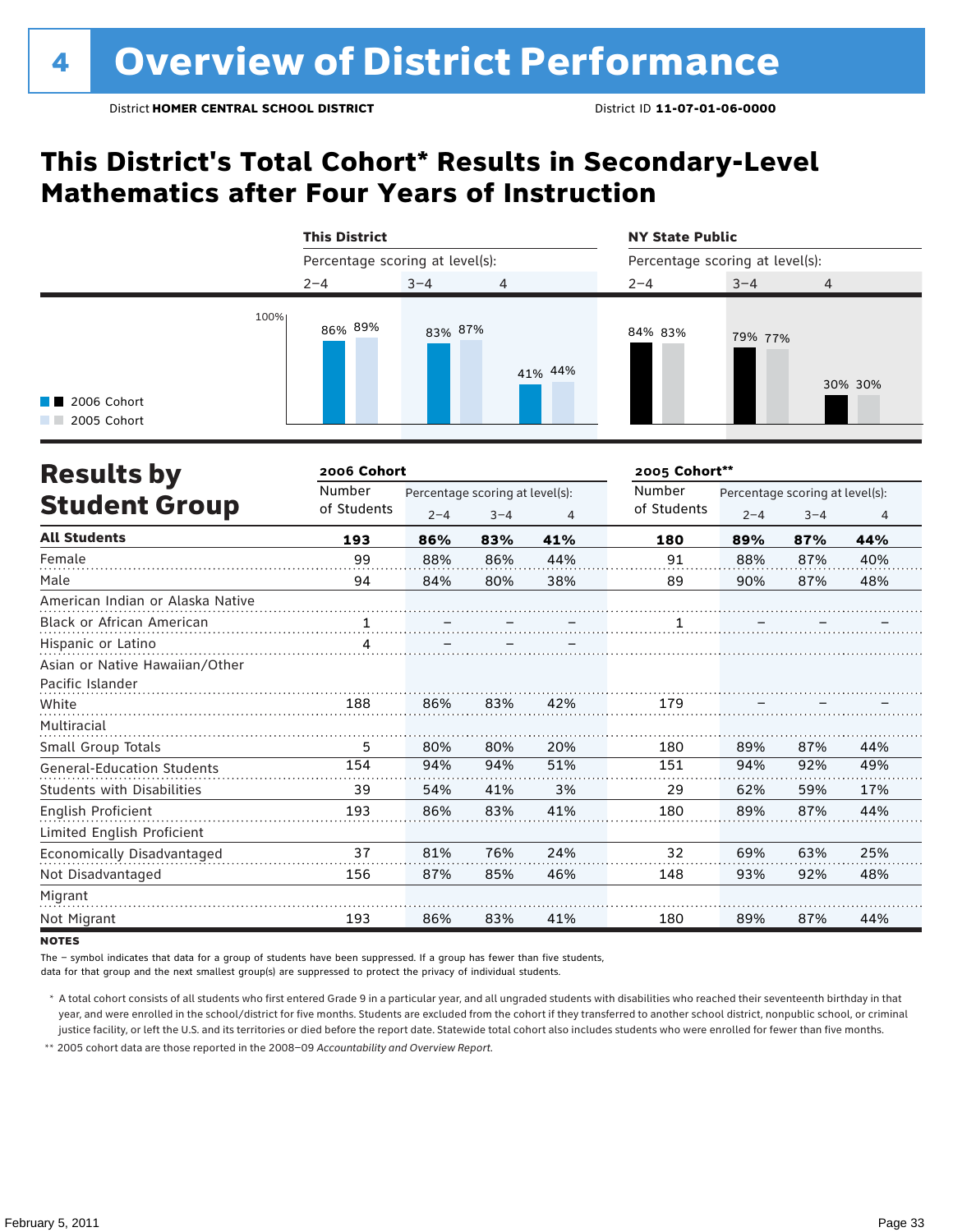# 4 Overview of District Performance

District **HOMER CENTRAL SCHOOL DISTRICT** District ID **11-07-01-06-0000**

## This District's Total Cohort* Results in Secondary-Level Mathematics after Four Years of Instruction

**This District**

Percentage scoring at level(s):

2–4 3–4 4

100%

86% 89%

83% 87%

41% 44%

**NY State Public**

Percentage scoring at level(s):

2–4 3–4 4

84% 83%

79% 77%

30% 30%

2006 Cohort

2005 Cohort

## Results by Student Group

| | 2006 Cohort | | | | 2005 Cohort** | | | |
|---|---|---|---|---|---|---|---|---|
| | Number of Students | Percentage scoring at level(s): 2–4 | 3–4 | 4 | Number of Students | Percentage scoring at level(s): 2–4 | 3–4 | 4 |
| **All Students** | **193** | **86%** | **83%** | **41%** | **180** | **89%** | **87%** | **44%** |
| Female | 99 | 88% | 86% | 44% | 91 | 88% | 87% | 40% |
| Male | 94 | 84% | 80% | 38% | 89 | 90% | 87% | 48% |
| American Indian or Alaska Native | | | | | | | | |
| Black or African American | 1 | – | – | – | 1 | – | – | – |
| Hispanic or Latino | 4 | – | – | – | | | | |
| Asian or Native Hawaiian/Other Pacific Islander | | | | | | | | |
| White | 188 | 86% | 83% | 42% | 179 | – | – | – |
| Multiracial | | | | | | | | |
| Small Group Totals | 5 | 80% | 80% | 20% | 180 | 89% | 87% | 44% |
| General-Education Students | 154 | 94% | 94% | 51% | 151 | 94% | 92% | 49% |
| Students with Disabilities | 39 | 54% | 41% | 3% | 29 | 62% | 59% | 17% |
| English Proficient | 193 | 86% | 83% | 41% | 180 | 89% | 87% | 44% |
| Limited English Proficient | | | | | | | | |
| Economically Disadvantaged | 37 | 81% | 76% | 24% | 32 | 69% | 63% | 25% |
| Not Disadvantaged | 156 | 87% | 85% | 46% | 148 | 93% | 92% | 48% |
| Migrant | | | | | | | | |
| Not Migrant | 193 | 86% | 83% | 41% | 180 | 89% | 87% | 44% |

**NOTES**

The – symbol indicates that data for a group of students have been suppressed. If a group has fewer than five students, data for that group and the next smallest group(s) are suppressed to protect the privacy of individual students.

\* A total cohort consists of all students who first entered Grade 9 in a particular year, and all ungraded students with disabilities who reached their seventeenth birthday in that year, and were enrolled in the school/district for five months. Students are excluded from the cohort if they transferred to another school district, nonpublic school, or criminal justice facility, or left the U.S. and its territories or died before the report date. Statewide total cohort also includes students who were enrolled for fewer than five months.

\*\* 2005 cohort data are those reported in the 2008–09 *Accountability and Overview Report.*